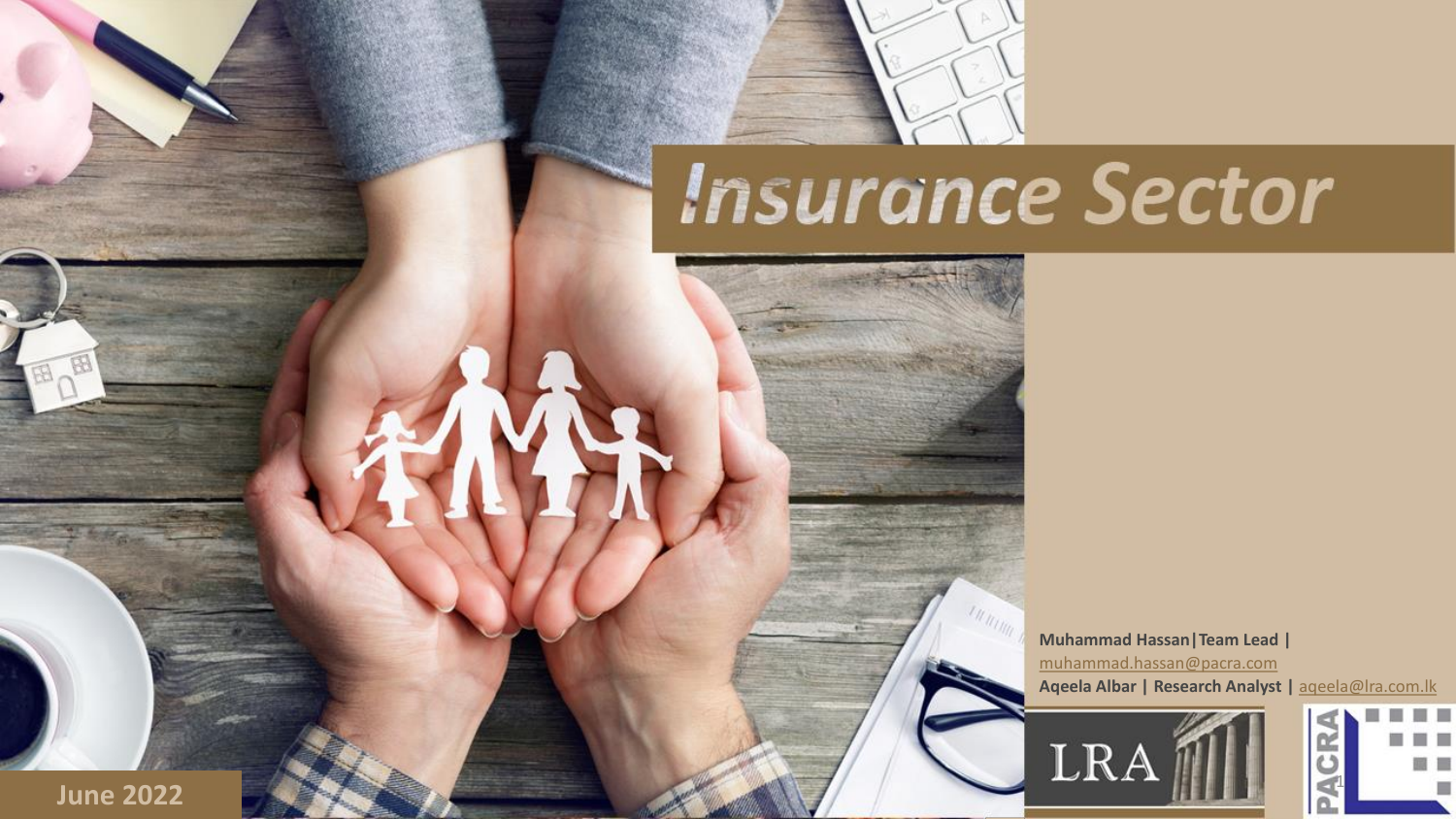# Insurance Sector

Muhammad Hassan | Team Lead | muhammad.hassan@pacra.com

Aqeela Albar | Research Analyst | aqeela@lra.com.lk

June 2022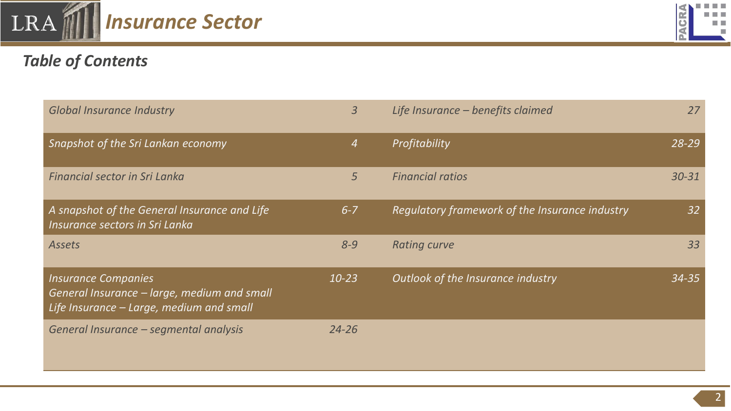## Table of Contents

| Section | Page | Section | Page |
|---|---|---|---|
| Global Insurance Industry | 3 | Life Insurance – benefits claimed | 27 |
| Snapshot of the Sri Lankan economy | 4 | Profitability | 28-29 |
| Financial sector in Sri Lanka | 5 | Financial ratios | 30-31 |
| A snapshot of the General Insurance and Life Insurance sectors in Sri Lanka | 6-7 | Regulatory framework of the Insurance industry | 32 |
| Assets | 8-9 | Rating curve | 33 |
| Insurance Companies<br>General Insurance – large, medium and small<br>Life Insurance – Large, medium and small | 10-23 | Outlook of the Insurance industry | 34-35 |
| General Insurance – segmental analysis | 24-26 | | |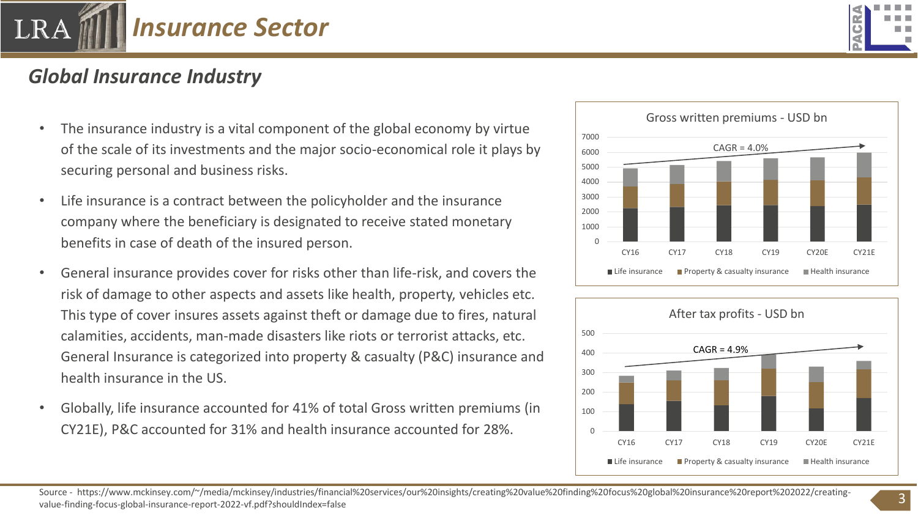# Insurance Sector

## Global Insurance Industry

- The insurance industry is a vital component of the global economy by virtue of the scale of its investments and the major socio-economical role it plays by securing personal and business risks.
- Life insurance is a contract between the policyholder and the insurance company where the beneficiary is designated to receive stated monetary benefits in case of death of the insured person.
- General insurance provides cover for risks other than life-risk, and covers the risk of damage to other aspects and assets like health, property, vehicles etc. This type of cover insures assets against theft or damage due to fires, natural calamities, accidents, man-made disasters like riots or terrorist attacks, etc. General Insurance is categorized into property & casualty (P&C) insurance and health insurance in the US.
- Globally, life insurance accounted for 41% of total Gross written premiums (in CY21E), P&C accounted for 31% and health insurance accounted for 28%.

**Gross written premiums - USD bn**

CAGR = 4.0%

CY16, CY17, CY18, CY19, CY20E, CY21E

Life insurance | Property & casualty insurance | Health insurance

**After tax profits - USD bn**

CAGR = 4.9%

CY16, CY17, CY18, CY19, CY20E, CY21E

Life insurance | Property & casualty insurance | Health insurance

Source - https://www.mckinsey.com/~/media/mckinsey/industries/financial%20services/our%20insights/creating%20value%20finding%20focus%20global%20insurance%20report%202022/creating-value-finding-focus-global-insurance-report-2022-vf.pdf?shouldIndex=false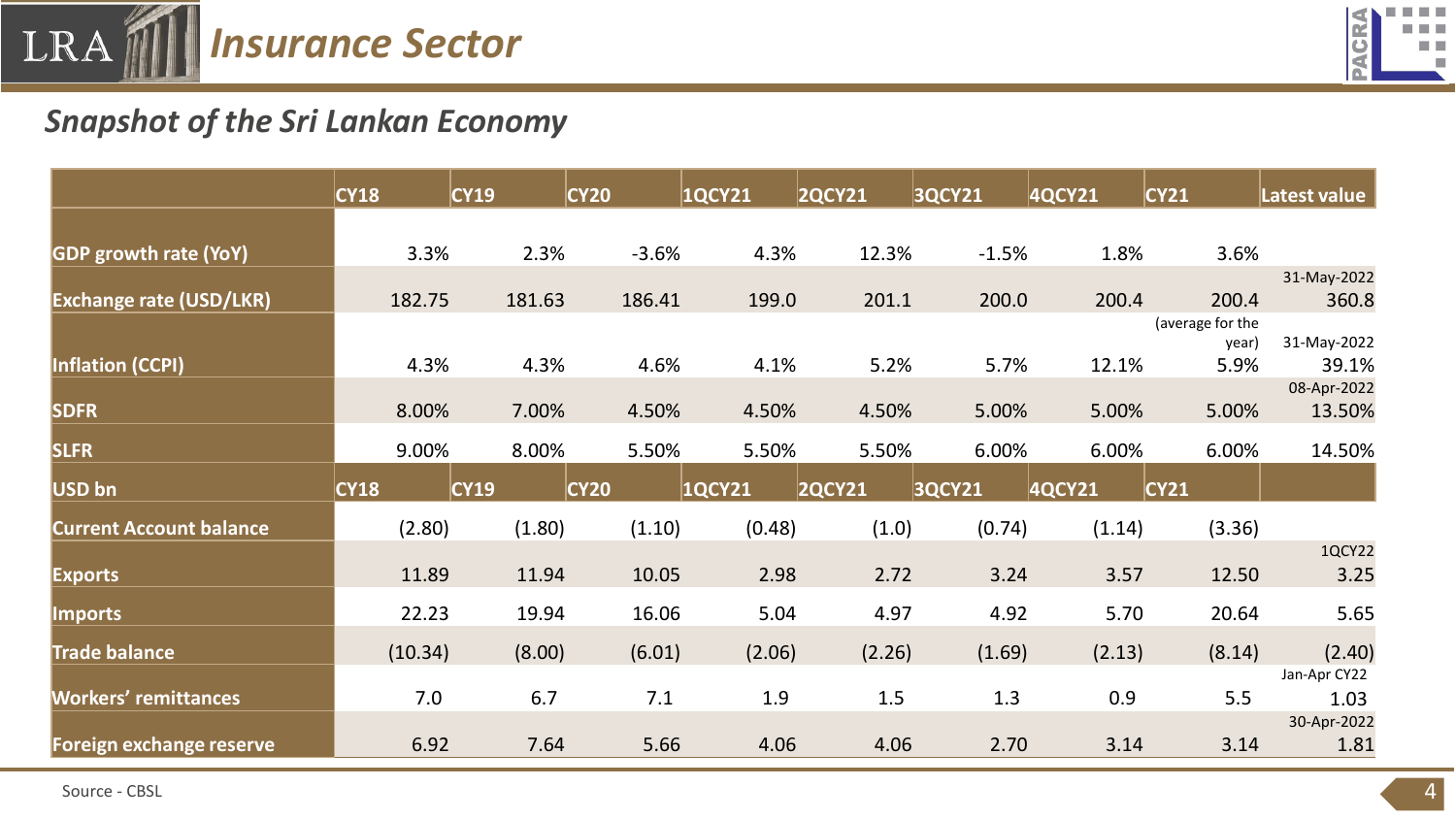## Insurance Sector

### *Snapshot of the Sri Lankan Economy*

| | CY18 | CY19 | CY20 | 1QCY21 | 2QCY21 | 3QCY21 | 4QCY21 | CY21 | Latest value |
|---|---|---|---|---|---|---|---|---|---|
| **GDP growth rate (YoY)** | 3.3% | 2.3% | -3.6% | 4.3% | 12.3% | -1.5% | 1.8% | 3.6% | |
| **Exchange rate (USD/LKR)** | 182.75 | 181.63 | 186.41 | 199.0 | 201.1 | 200.0 | 200.4 | 200.4 | 31-May-2022 360.8 |
| **Inflation (CCPI)** | 4.3% | 4.3% | 4.6% | 4.1% | 5.2% | 5.7% | 12.1% | (average for the year) 5.9% | 31-May-2022 39.1% |
| **SDFR** | 8.00% | 7.00% | 4.50% | 4.50% | 4.50% | 5.00% | 5.00% | 5.00% | 08-Apr-2022 13.50% |
| **SLFR** | 9.00% | 8.00% | 5.50% | 5.50% | 5.50% | 6.00% | 6.00% | 6.00% | 14.50% |
| **USD bn** | **CY18** | **CY19** | **CY20** | **1QCY21** | **2QCY21** | **3QCY21** | **4QCY21** | **CY21** | |
| **Current Account balance** | (2.80) | (1.80) | (1.10) | (0.48) | (1.0) | (0.74) | (1.14) | (3.36) | |
| **Exports** | 11.89 | 11.94 | 10.05 | 2.98 | 2.72 | 3.24 | 3.57 | 12.50 | 1QCY22 3.25 |
| **Imports** | 22.23 | 19.94 | 16.06 | 5.04 | 4.97 | 4.92 | 5.70 | 20.64 | 5.65 |
| **Trade balance** | (10.34) | (8.00) | (6.01) | (2.06) | (2.26) | (1.69) | (2.13) | (8.14) | (2.40) |
| **Workers' remittances** | 7.0 | 6.7 | 7.1 | 1.9 | 1.5 | 1.3 | 0.9 | 5.5 | Jan-Apr CY22 1.03 |
| **Foreign exchange reserve** | 6.92 | 7.64 | 5.66 | 4.06 | 4.06 | 2.70 | 3.14 | 3.14 | 30-Apr-2022 1.81 |

Source - CBSL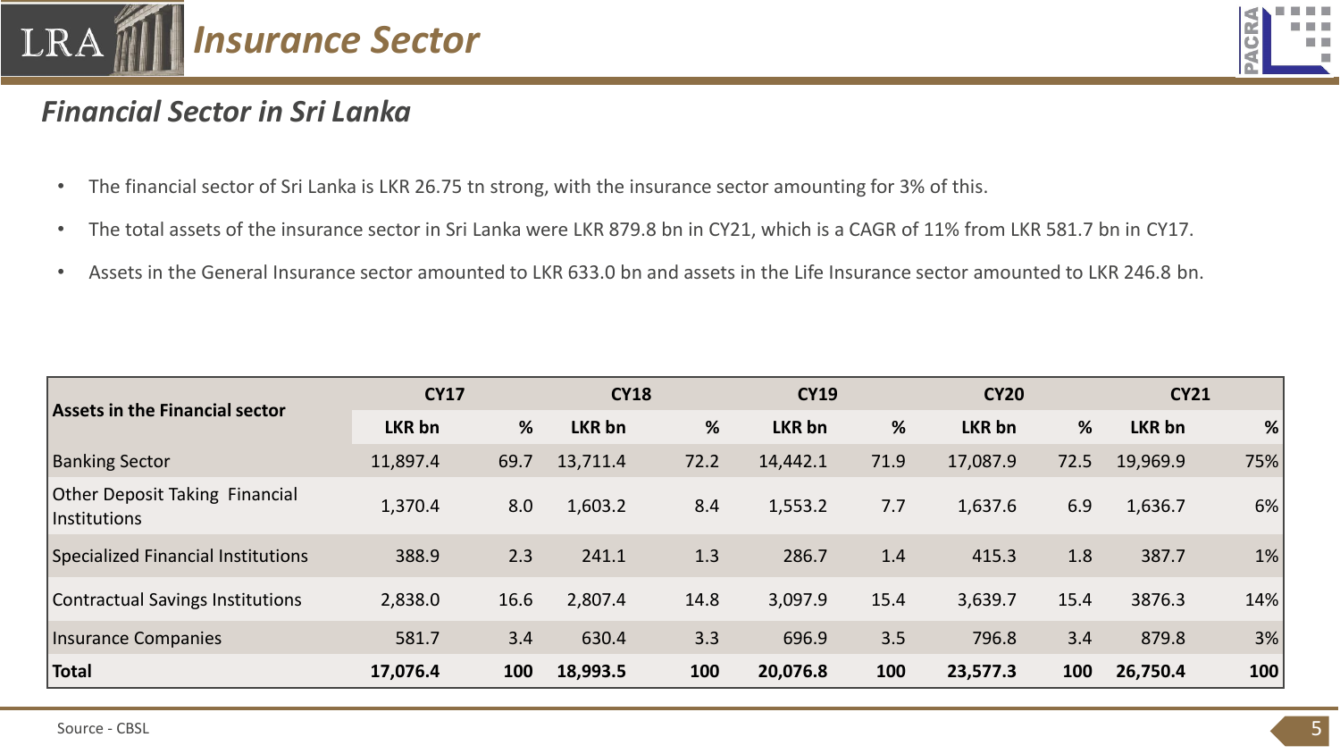## Financial Sector in Sri Lanka

- The financial sector of Sri Lanka is LKR 26.75 tn strong, with the insurance sector amounting for 3% of this.
- The total assets of the insurance sector in Sri Lanka were LKR 879.8 bn in CY21, which is a CAGR of 11% from LKR 581.7 bn in CY17.
- Assets in the General Insurance sector amounted to LKR 633.0 bn and assets in the Life Insurance sector amounted to LKR 246.8 bn.

| Assets in the Financial sector | CY17 | | CY18 | | CY19 | | CY20 | | CY21 | |
|---|---|---|---|---|---|---|---|---|---|---|
| | LKR bn | % | LKR bn | % | LKR bn | % | LKR bn | % | LKR bn | % |
| Banking Sector | 11,897.4 | 69.7 | 13,711.4 | 72.2 | 14,442.1 | 71.9 | 17,087.9 | 72.5 | 19,969.9 | 75% |
| Other Deposit Taking Financial Institutions | 1,370.4 | 8.0 | 1,603.2 | 8.4 | 1,553.2 | 7.7 | 1,637.6 | 6.9 | 1,636.7 | 6% |
| Specialized Financial Institutions | 388.9 | 2.3 | 241.1 | 1.3 | 286.7 | 1.4 | 415.3 | 1.8 | 387.7 | 1% |
| Contractual Savings Institutions | 2,838.0 | 16.6 | 2,807.4 | 14.8 | 3,097.9 | 15.4 | 3,639.7 | 15.4 | 3876.3 | 14% |
| Insurance Companies | 581.7 | 3.4 | 630.4 | 3.3 | 696.9 | 3.5 | 796.8 | 3.4 | 879.8 | 3% |
| **Total** | **17,076.4** | **100** | **18,993.5** | **100** | **20,076.8** | **100** | **23,577.3** | **100** | **26,750.4** | **100** |

Source - CBSL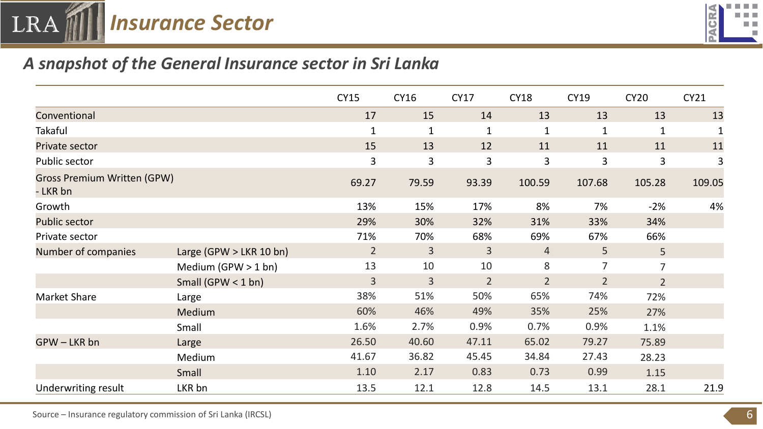# Insurance Sector

## A snapshot of the General Insurance sector in Sri Lanka

| | | CY15 | CY16 | CY17 | CY18 | CY19 | CY20 | CY21 |
|---|---|---|---|---|---|---|---|---|
| Conventional | | 17 | 15 | 14 | 13 | 13 | 13 | 13 |
| Takaful | | 1 | 1 | 1 | 1 | 1 | 1 | 1 |
| Private sector | | 15 | 13 | 12 | 11 | 11 | 11 | 11 |
| Public sector | | 3 | 3 | 3 | 3 | 3 | 3 | 3 |
| Gross Premium Written (GPW) - LKR bn | | 69.27 | 79.59 | 93.39 | 100.59 | 107.68 | 105.28 | 109.05 |
| Growth | | 13% | 15% | 17% | 8% | 7% | -2% | 4% |
| Public sector | | 29% | 30% | 32% | 31% | 33% | 34% | |
| Private sector | | 71% | 70% | 68% | 69% | 67% | 66% | |
| Number of companies | Large (GPW > LKR 10 bn) | 2 | 3 | 3 | 4 | 5 | 5 | |
| | Medium (GPW > 1 bn) | 13 | 10 | 10 | 8 | 7 | 7 | |
| | Small (GPW < 1 bn) | 3 | 3 | 2 | 2 | 2 | 2 | |
| Market Share | Large | 38% | 51% | 50% | 65% | 74% | 72% | |
| | Medium | 60% | 46% | 49% | 35% | 25% | 27% | |
| | Small | 1.6% | 2.7% | 0.9% | 0.7% | 0.9% | 1.1% | |
| GPW – LKR bn | Large | 26.50 | 40.60 | 47.11 | 65.02 | 79.27 | 75.89 | |
| | Medium | 41.67 | 36.82 | 45.45 | 34.84 | 27.43 | 28.23 | |
| | Small | 1.10 | 2.17 | 0.83 | 0.73 | 0.99 | 1.15 | |
| Underwriting result | LKR bn | 13.5 | 12.1 | 12.8 | 14.5 | 13.1 | 28.1 | 21.9 |

Source – Insurance regulatory commission of Sri Lanka (IRCSL)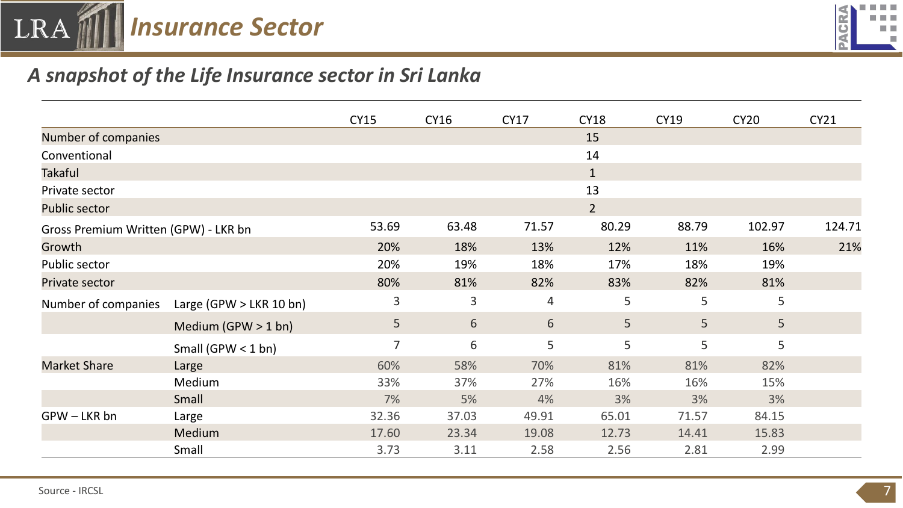# Insurance Sector

## A snapshot of the Life Insurance sector in Sri Lanka

| | | CY15 | CY16 | CY17 | CY18 | CY19 | CY20 | CY21 |
|---|---|---|---|---|---|---|---|---|
| Number of companies | | | | | 15 | | | |
| Conventional | | | | | 14 | | | |
| Takaful | | | | | 1 | | | |
| Private sector | | | | | 13 | | | |
| Public sector | | | | | 2 | | | |
| Gross Premium Written (GPW) - LKR bn | | 53.69 | 63.48 | 71.57 | 80.29 | 88.79 | 102.97 | 124.71 |
| Growth | | 20% | 18% | 13% | 12% | 11% | 16% | 21% |
| Public sector | | 20% | 19% | 18% | 17% | 18% | 19% | |
| Private sector | | 80% | 81% | 82% | 83% | 82% | 81% | |
| Number of companies | Large (GPW > LKR 10 bn) | 3 | 3 | 4 | 5 | 5 | 5 | |
| | Medium (GPW > 1 bn) | 5 | 6 | 6 | 5 | 5 | 5 | |
| | Small (GPW < 1 bn) | 7 | 6 | 5 | 5 | 5 | 5 | |
| Market Share | Large | 60% | 58% | 70% | 81% | 81% | 82% | |
| | Medium | 33% | 37% | 27% | 16% | 16% | 15% | |
| | Small | 7% | 5% | 4% | 3% | 3% | 3% | |
| GPW – LKR bn | Large | 32.36 | 37.03 | 49.91 | 65.01 | 71.57 | 84.15 | |
| | Medium | 17.60 | 23.34 | 19.08 | 12.73 | 14.41 | 15.83 | |
| | Small | 3.73 | 3.11 | 2.58 | 2.56 | 2.81 | 2.99 | |

Source - IRCSL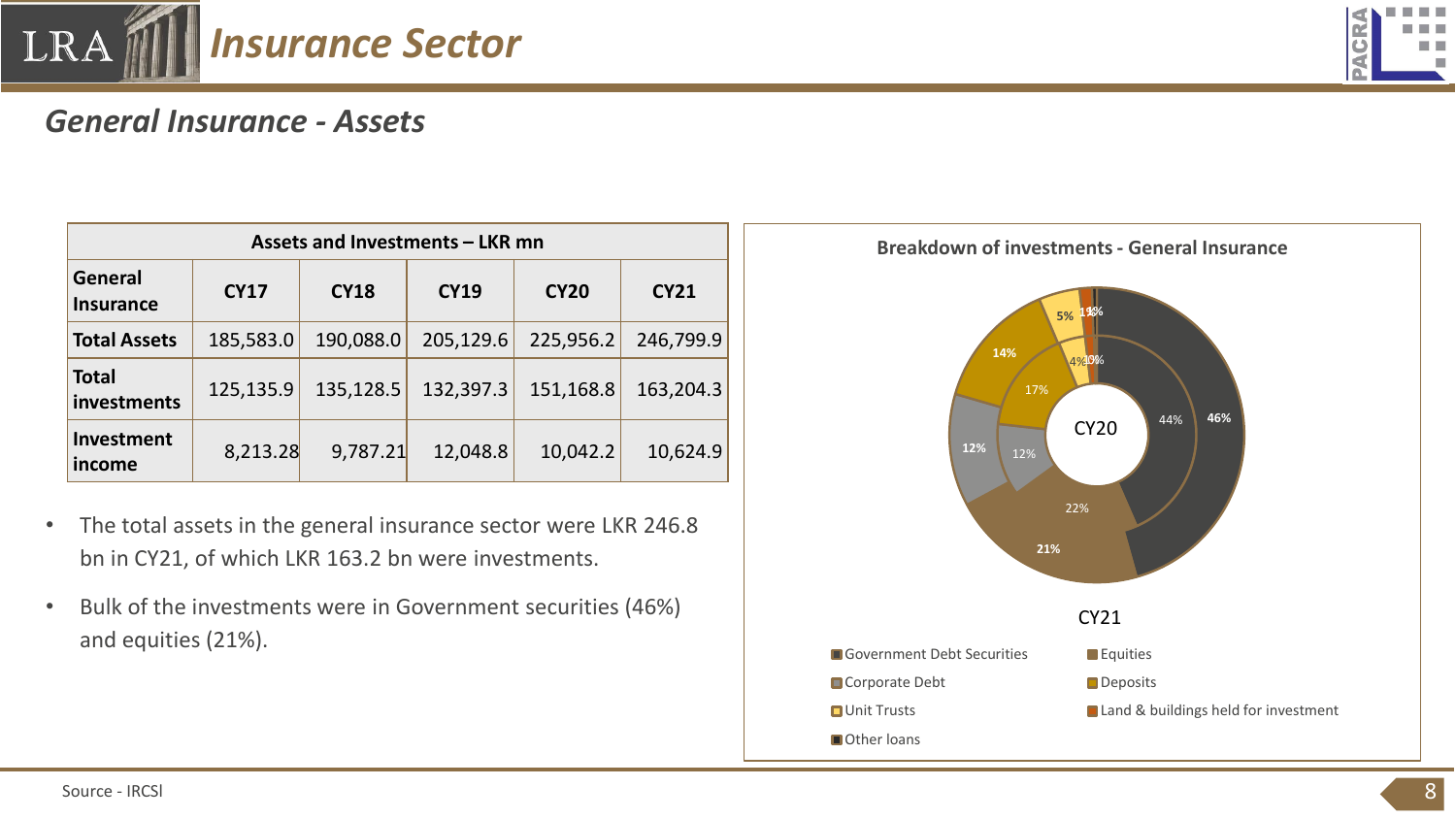# Insurance Sector

## General Insurance - Assets

| Assets and Investments – LKR mn | | | | | |
|---|---|---|---|---|---|
| General Insurance | CY17 | CY18 | CY19 | CY20 | CY21 |
| Total Assets | 185,583.0 | 190,088.0 | 205,129.6 | 225,956.2 | 246,799.9 |
| Total investments | 125,135.9 | 135,128.5 | 132,397.3 | 151,168.8 | 163,204.3 |
| Investment income | 8,213.28 | 9,787.21 | 12,048.8 | 10,042.2 | 10,624.9 |

- The total assets in the general insurance sector were LKR 246.8 bn in CY21, of which LKR 163.2 bn were investments.
- Bulk of the investments were in Government securities (46%) and equities (21%).

**Breakdown of investments - General Insurance**

CY20 (inner ring): Government Debt Securities 44%, Equities 22%, Corporate Debt 12%, Deposits 17%, Unit Trusts 4%, Land & buildings held for investment 1%, Other loans 0%

CY21 (outer ring): Government Debt Securities 46%, Equities 21%, Corporate Debt 12%, Deposits 14%, Unit Trusts 5%, Land & buildings held for investment 1%, Other loans 1%

Legend: Government Debt Securities, Equities, Corporate Debt, Deposits, Unit Trusts, Land & buildings held for investment, Other loans

Source - IRCSl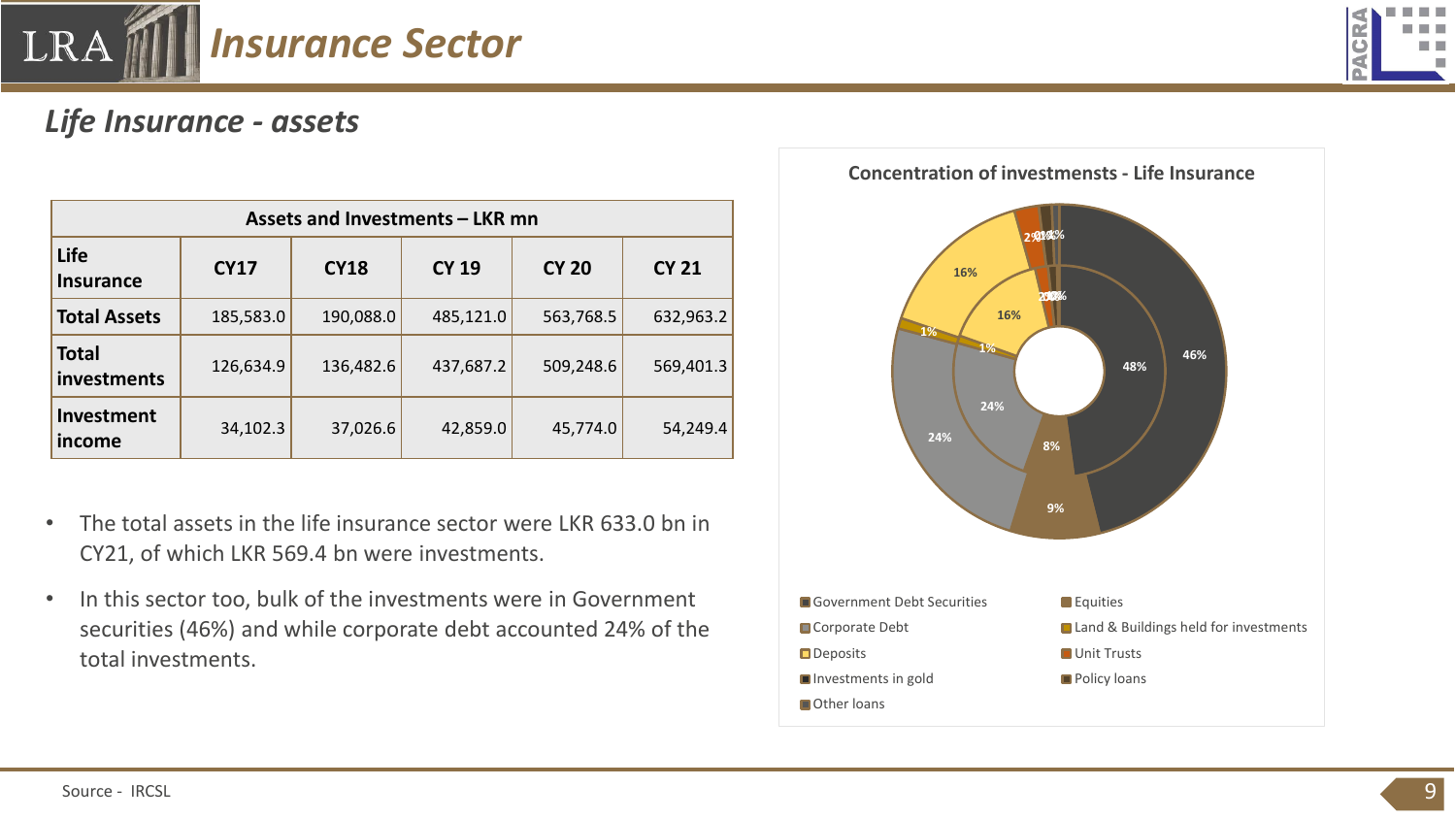## Life Insurance - assets

| Assets and Investments – LKR mn | | | | | |
|---|---|---|---|---|---|
| **Life Insurance** | **CY17** | **CY18** | **CY 19** | **CY 20** | **CY 21** |
| **Total Assets** | 185,583.0 | 190,088.0 | 485,121.0 | 563,768.5 | 632,963.2 |
| **Total investments** | 126,634.9 | 136,482.6 | 437,687.2 | 509,248.6 | 569,401.3 |
| **Investment income** | 34,102.3 | 37,026.6 | 42,859.0 | 45,774.0 | 54,249.4 |

- The total assets in the life insurance sector were LKR 633.0 bn in CY21, of which LKR 569.4 bn were investments.
- In this sector too, bulk of the investments were in Government securities (46%) and while corporate debt accounted 24% of the total investments.

**Concentration of investmensts - Life Insurance**

Outer ring: Government Debt Securities 46%, Equities 9%, Corporate Debt 24%, Land & Buildings held for investments 1%, Deposits 16%, Unit Trusts 2%, Investments in gold 0%, Policy loans 1%, Other loans 1%

Inner ring: Government Debt Securities 48%, Equities 8%, Corporate Debt 24%, Land & Buildings held for investments 1%, Deposits 16%, Unit Trusts 2%, Investments in gold 0%, Policy loans 0%, Other loans 0%

Legend: Government Debt Securities; Equities; Corporate Debt; Land & Buildings held for investments; Deposits; Unit Trusts; Investments in gold; Policy loans; Other loans

Source - IRCSL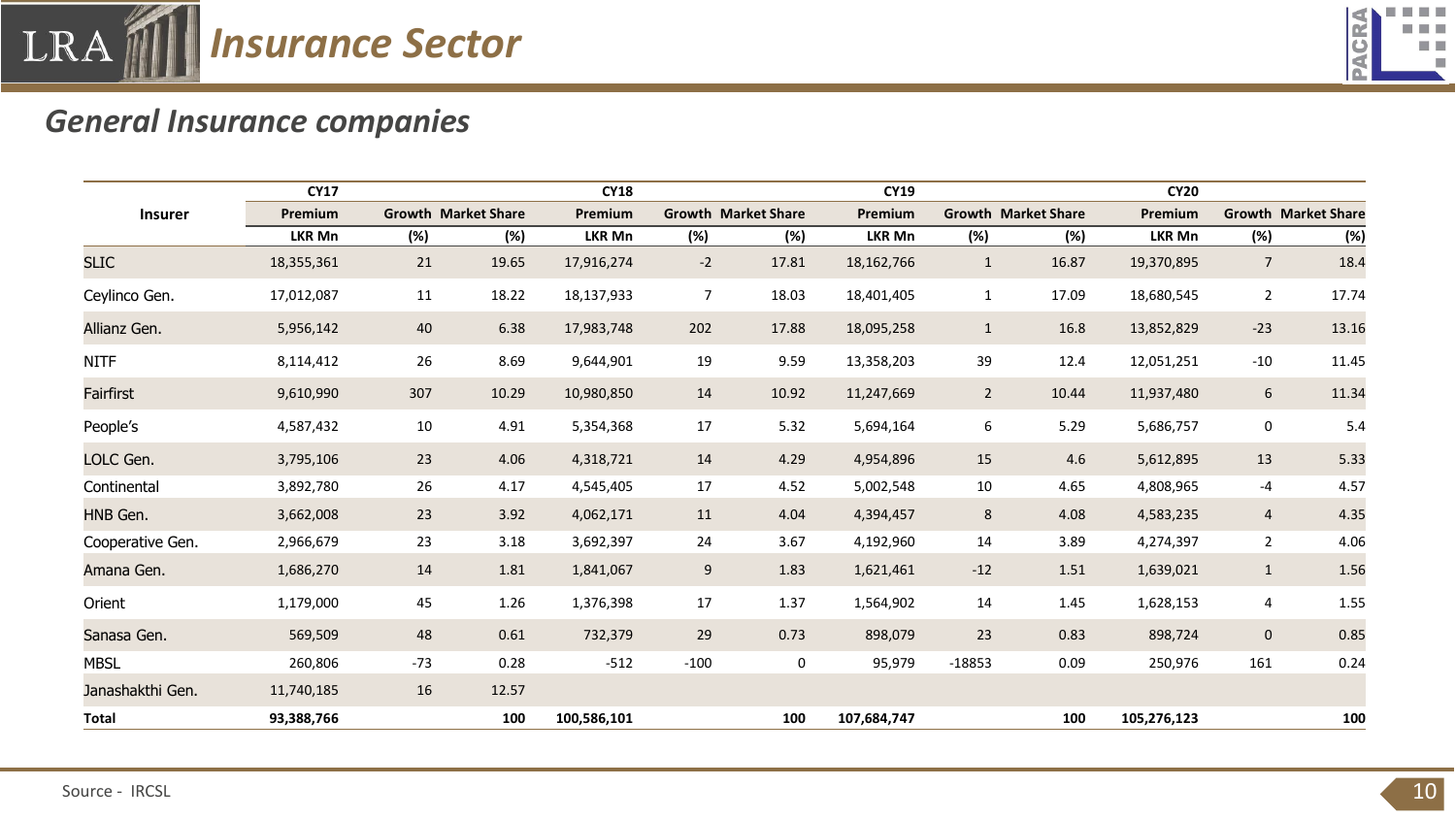# Insurance Sector

## General Insurance companies

| Insurer | CY17 | | | CY18 | | | CY19 | | | CY20 | | |
|---|---|---|---|---|---|---|---|---|---|---|---|---|
| | Premium | Growth | Market Share | Premium | Growth | Market Share | Premium | Growth | Market Share | Premium | Growth | Market Share |
| | LKR Mn | (%) | (%) | LKR Mn | (%) | (%) | LKR Mn | (%) | (%) | LKR Mn | (%) | (%) |
| SLIC | 18,355,361 | 21 | 19.65 | 17,916,274 | -2 | 17.81 | 18,162,766 | 1 | 16.87 | 19,370,895 | 7 | 18.4 |
| Ceylinco Gen. | 17,012,087 | 11 | 18.22 | 18,137,933 | 7 | 18.03 | 18,401,405 | 1 | 17.09 | 18,680,545 | 2 | 17.74 |
| Allianz Gen. | 5,956,142 | 40 | 6.38 | 17,983,748 | 202 | 17.88 | 18,095,258 | 1 | 16.8 | 13,852,829 | -23 | 13.16 |
| NITF | 8,114,412 | 26 | 8.69 | 9,644,901 | 19 | 9.59 | 13,358,203 | 39 | 12.4 | 12,051,251 | -10 | 11.45 |
| Fairfirst | 9,610,990 | 307 | 10.29 | 10,980,850 | 14 | 10.92 | 11,247,669 | 2 | 10.44 | 11,937,480 | 6 | 11.34 |
| People's | 4,587,432 | 10 | 4.91 | 5,354,368 | 17 | 5.32 | 5,694,164 | 6 | 5.29 | 5,686,757 | 0 | 5.4 |
| LOLC Gen. | 3,795,106 | 23 | 4.06 | 4,318,721 | 14 | 4.29 | 4,954,896 | 15 | 4.6 | 5,612,895 | 13 | 5.33 |
| Continental | 3,892,780 | 26 | 4.17 | 4,545,405 | 17 | 4.52 | 5,002,548 | 10 | 4.65 | 4,808,965 | -4 | 4.57 |
| HNB Gen. | 3,662,008 | 23 | 3.92 | 4,062,171 | 11 | 4.04 | 4,394,457 | 8 | 4.08 | 4,583,235 | 4 | 4.35 |
| Cooperative Gen. | 2,966,679 | 23 | 3.18 | 3,692,397 | 24 | 3.67 | 4,192,960 | 14 | 3.89 | 4,274,397 | 2 | 4.06 |
| Amana Gen. | 1,686,270 | 14 | 1.81 | 1,841,067 | 9 | 1.83 | 1,621,461 | -12 | 1.51 | 1,639,021 | 1 | 1.56 |
| Orient | 1,179,000 | 45 | 1.26 | 1,376,398 | 17 | 1.37 | 1,564,902 | 14 | 1.45 | 1,628,153 | 4 | 1.55 |
| Sanasa Gen. | 569,509 | 48 | 0.61 | 732,379 | 29 | 0.73 | 898,079 | 23 | 0.83 | 898,724 | 0 | 0.85 |
| MBSL | 260,806 | -73 | 0.28 | -512 | -100 | 0 | 95,979 | -18853 | 0.09 | 250,976 | 161 | 0.24 |
| Janashakthi Gen. | 11,740,185 | 16 | 12.57 | | | | | | | | | |
| **Total** | **93,388,766** | | **100** | **100,586,101** | | **100** | **107,684,747** | | **100** | **105,276,123** | | **100** |

Source - IRCSL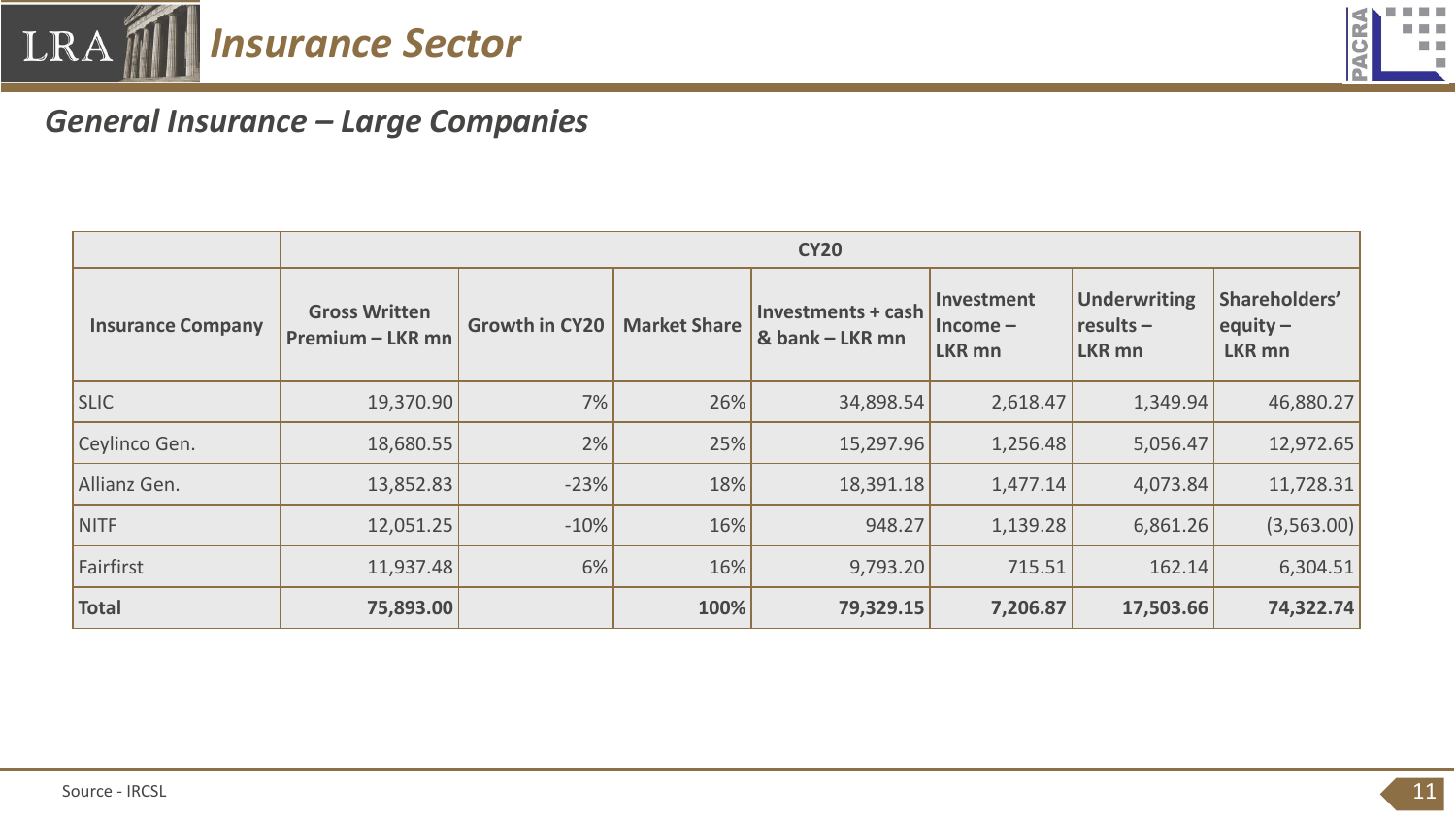# Insurance Sector

## General Insurance – Large Companies

| | CY20 | | | | | | |
|---|---|---|---|---|---|---|---|
| **Insurance Company** | **Gross Written Premium – LKR mn** | **Growth in CY20** | **Market Share** | **Investments + cash & bank – LKR mn** | **Investment Income – LKR mn** | **Underwriting results – LKR mn** | **Shareholders' equity – LKR mn** |
| SLIC | 19,370.90 | 7% | 26% | 34,898.54 | 2,618.47 | 1,349.94 | 46,880.27 |
| Ceylinco Gen. | 18,680.55 | 2% | 25% | 15,297.96 | 1,256.48 | 5,056.47 | 12,972.65 |
| Allianz Gen. | 13,852.83 | -23% | 18% | 18,391.18 | 1,477.14 | 4,073.84 | 11,728.31 |
| NITF | 12,051.25 | -10% | 16% | 948.27 | 1,139.28 | 6,861.26 | (3,563.00) |
| Fairfirst | 11,937.48 | 6% | 16% | 9,793.20 | 715.51 | 162.14 | 6,304.51 |
| **Total** | **75,893.00** | | **100%** | **79,329.15** | **7,206.87** | **17,503.66** | **74,322.74** |

Source - IRCSL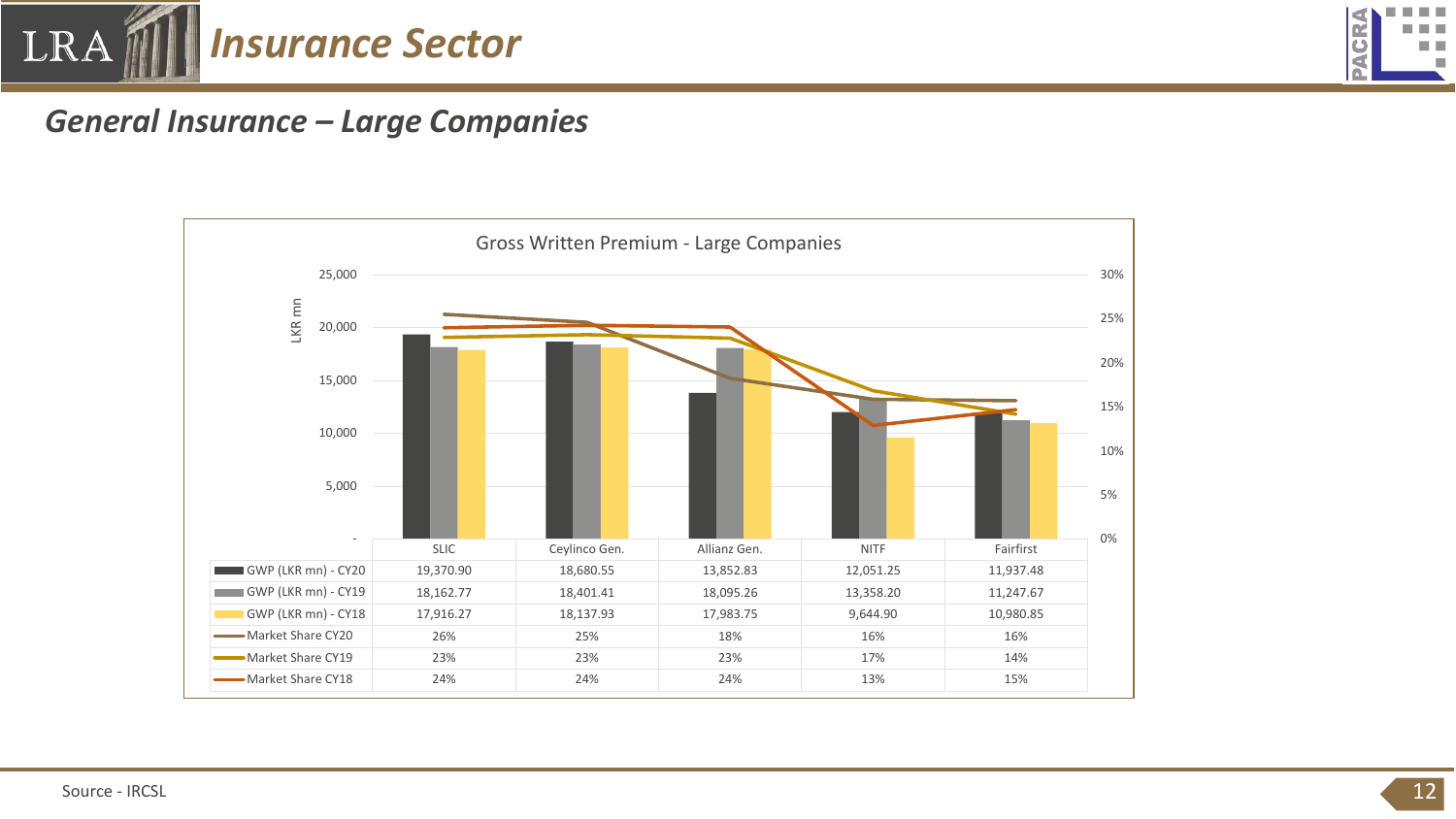## Insurance Sector

### General Insurance – Large Companies

**Gross Written Premium - Large Companies**

| | SLIC | Ceylinco Gen. | Allianz Gen. | NITF | Fairfirst |
|---|---|---|---|---|---|
| GWP (LKR mn) - CY20 | 19,370.90 | 18,680.55 | 13,852.83 | 12,051.25 | 11,937.48 |
| GWP (LKR mn) - CY19 | 18,162.77 | 18,401.41 | 18,095.26 | 13,358.20 | 11,247.67 |
| GWP (LKR mn) - CY18 | 17,916.27 | 18,137.93 | 17,983.75 | 9,644.90 | 10,980.85 |
| Market Share CY20 | 26% | 25% | 18% | 16% | 16% |
| Market Share CY19 | 23% | 23% | 23% | 17% | 14% |
| Market Share CY18 | 24% | 24% | 24% | 13% | 15% |

Source - IRCSL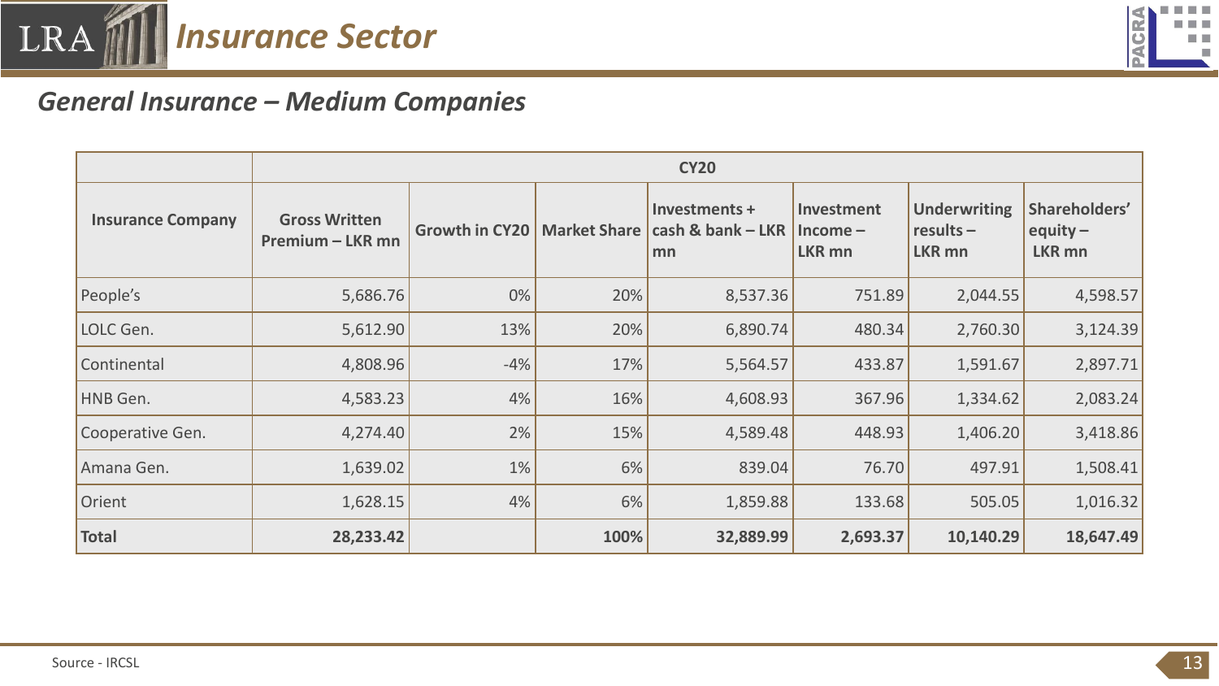# Insurance Sector

## General Insurance – Medium Companies

| | CY20 | | | | | | |
|---|---|---|---|---|---|---|---|
| **Insurance Company** | **Gross Written Premium – LKR mn** | **Growth in CY20** | **Market Share** | **Investments + cash & bank – LKR mn** | **Investment Income – LKR mn** | **Underwriting results – LKR mn** | **Shareholders' equity – LKR mn** |
| People's | 5,686.76 | 0% | 20% | 8,537.36 | 751.89 | 2,044.55 | 4,598.57 |
| LOLC Gen. | 5,612.90 | 13% | 20% | 6,890.74 | 480.34 | 2,760.30 | 3,124.39 |
| Continental | 4,808.96 | -4% | 17% | 5,564.57 | 433.87 | 1,591.67 | 2,897.71 |
| HNB Gen. | 4,583.23 | 4% | 16% | 4,608.93 | 367.96 | 1,334.62 | 2,083.24 |
| Cooperative Gen. | 4,274.40 | 2% | 15% | 4,589.48 | 448.93 | 1,406.20 | 3,418.86 |
| Amana Gen. | 1,639.02 | 1% | 6% | 839.04 | 76.70 | 497.91 | 1,508.41 |
| Orient | 1,628.15 | 4% | 6% | 1,859.88 | 133.68 | 505.05 | 1,016.32 |
| **Total** | **28,233.42** | | **100%** | **32,889.99** | **2,693.37** | **10,140.29** | **18,647.49** |

Source - IRCSL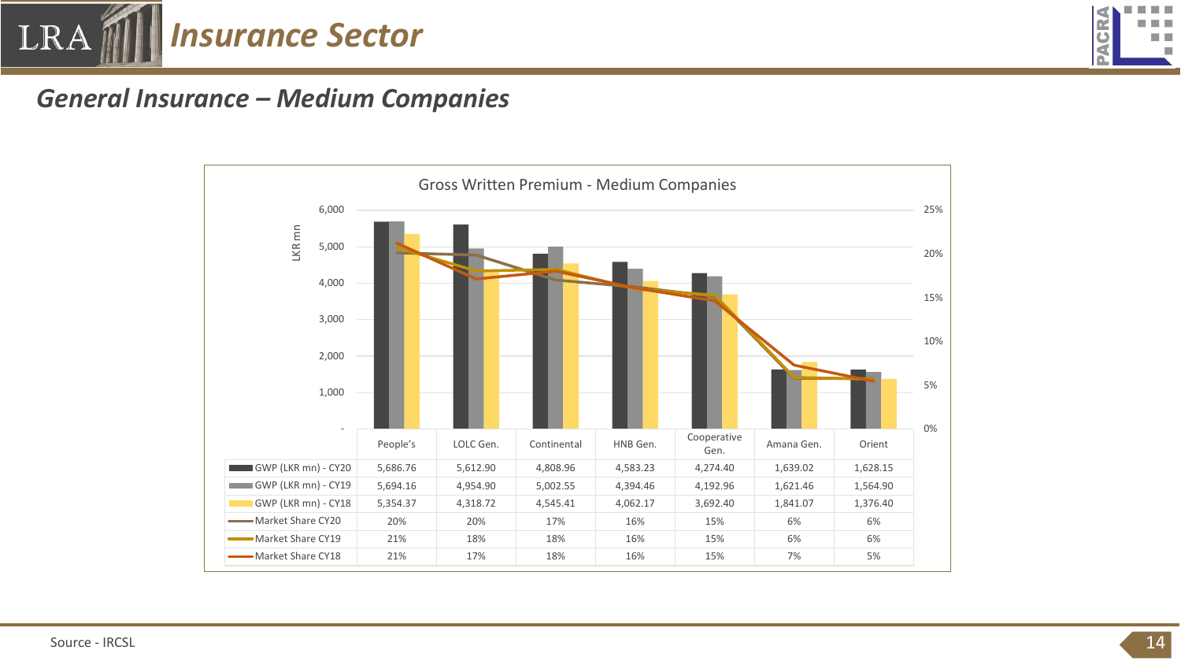# Insurance Sector

## General Insurance – Medium Companies

**Gross Written Premium - Medium Companies**

| | People's | LOLC Gen. | Continental | HNB Gen. | Cooperative Gen. | Amana Gen. | Orient |
|---|---|---|---|---|---|---|---|
| GWP (LKR mn) - CY20 | 5,686.76 | 5,612.90 | 4,808.96 | 4,583.23 | 4,274.40 | 1,639.02 | 1,628.15 |
| GWP (LKR mn) - CY19 | 5,694.16 | 4,954.90 | 5,002.55 | 4,394.46 | 4,192.96 | 1,621.46 | 1,564.90 |
| GWP (LKR mn) - CY18 | 5,354.37 | 4,318.72 | 4,545.41 | 4,062.17 | 3,692.40 | 1,841.07 | 1,376.40 |
| Market Share CY20 | 20% | 20% | 17% | 16% | 15% | 6% | 6% |
| Market Share CY19 | 21% | 18% | 18% | 16% | 15% | 6% | 6% |
| Market Share CY18 | 21% | 17% | 18% | 16% | 15% | 7% | 5% |

Source - IRCSL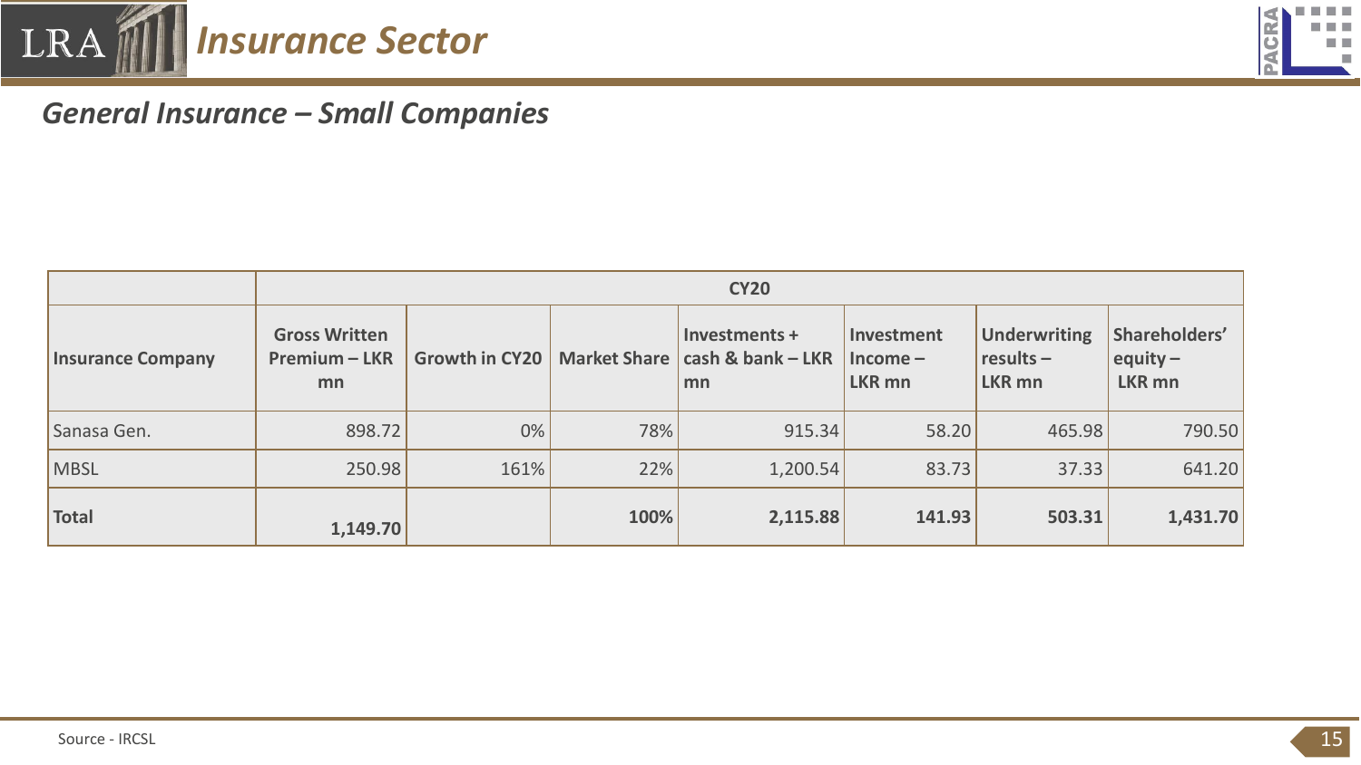# Insurance Sector

## General Insurance – Small Companies

| | CY20 | | | | | | |
|---|---|---|---|---|---|---|---|
| Insurance Company | Gross Written Premium – LKR mn | Growth in CY20 | Market Share | Investments + cash & bank – LKR mn | Investment Income – LKR mn | Underwriting results – LKR mn | Shareholders' equity – LKR mn |
| Sanasa Gen. | 898.72 | 0% | 78% | 915.34 | 58.20 | 465.98 | 790.50 |
| MBSL | 250.98 | 161% | 22% | 1,200.54 | 83.73 | 37.33 | 641.20 |
| **Total** | **1,149.70** | | **100%** | **2,115.88** | **141.93** | **503.31** | **1,431.70** |

Source - IRCSL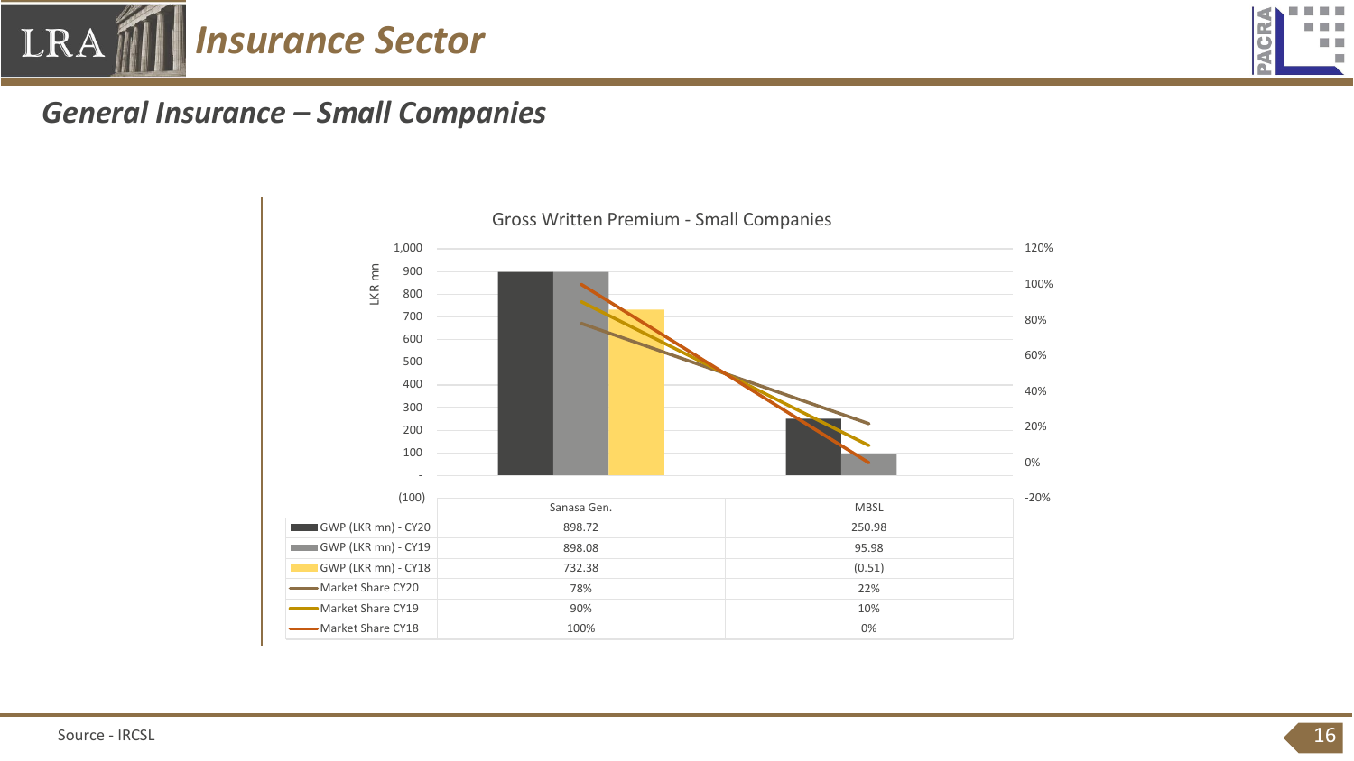# Insurance Sector

## General Insurance – Small Companies

Gross Written Premium - Small Companies

| | Sanasa Gen. | MBSL |
|---|---|---|
| GWP (LKR mn) - CY20 | 898.72 | 250.98 |
| GWP (LKR mn) - CY19 | 898.08 | 95.98 |
| GWP (LKR mn) - CY18 | 732.38 | (0.51) |
| Market Share CY20 | 78% | 22% |
| Market Share CY19 | 90% | 10% |
| Market Share CY18 | 100% | 0% |

Source - IRCSL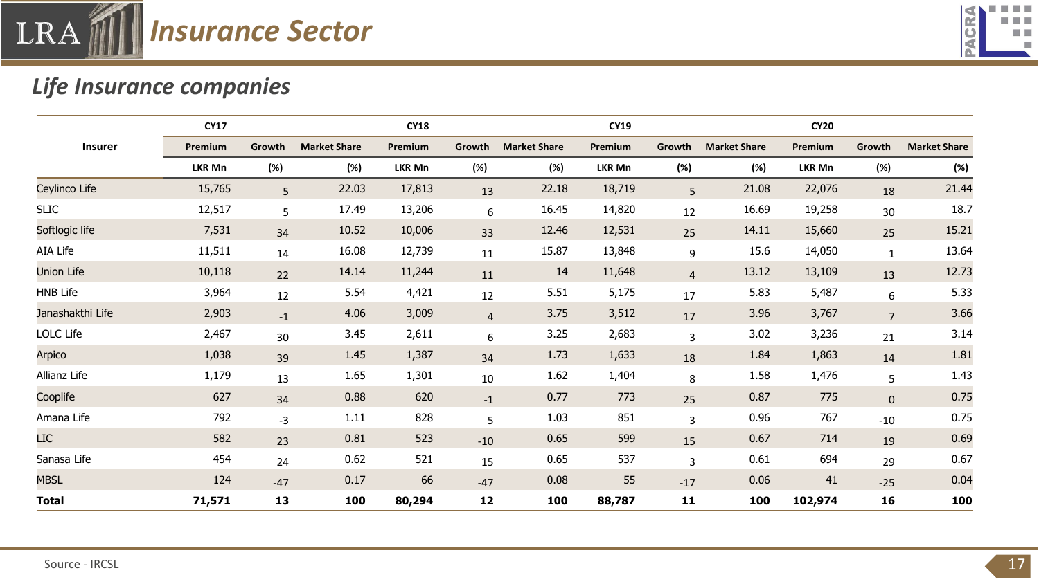# Insurance Sector

## Life Insurance companies

| Insurer | CY17 | | | CY18 | | | CY19 | | | CY20 | | |
|---|---|---|---|---|---|---|---|---|---|---|---|---|
| | Premium | Growth | Market Share | Premium | Growth | Market Share | Premium | Growth | Market Share | Premium | Growth | Market Share |
| | LKR Mn | (%) | (%) | LKR Mn | (%) | (%) | LKR Mn | (%) | (%) | LKR Mn | (%) | (%) |
| Ceylinco Life | 15,765 | 5 | 22.03 | 17,813 | 13 | 22.18 | 18,719 | 5 | 21.08 | 22,076 | 18 | 21.44 |
| SLIC | 12,517 | 5 | 17.49 | 13,206 | 6 | 16.45 | 14,820 | 12 | 16.69 | 19,258 | 30 | 18.7 |
| Softlogic life | 7,531 | 34 | 10.52 | 10,006 | 33 | 12.46 | 12,531 | 25 | 14.11 | 15,660 | 25 | 15.21 |
| AIA Life | 11,511 | 14 | 16.08 | 12,739 | 11 | 15.87 | 13,848 | 9 | 15.6 | 14,050 | 1 | 13.64 |
| Union Life | 10,118 | 22 | 14.14 | 11,244 | 11 | 14 | 11,648 | 4 | 13.12 | 13,109 | 13 | 12.73 |
| HNB Life | 3,964 | 12 | 5.54 | 4,421 | 12 | 5.51 | 5,175 | 17 | 5.83 | 5,487 | 6 | 5.33 |
| Janashakthi Life | 2,903 | -1 | 4.06 | 3,009 | 4 | 3.75 | 3,512 | 17 | 3.96 | 3,767 | 7 | 3.66 |
| LOLC Life | 2,467 | 30 | 3.45 | 2,611 | 6 | 3.25 | 2,683 | 3 | 3.02 | 3,236 | 21 | 3.14 |
| Arpico | 1,038 | 39 | 1.45 | 1,387 | 34 | 1.73 | 1,633 | 18 | 1.84 | 1,863 | 14 | 1.81 |
| Allianz Life | 1,179 | 13 | 1.65 | 1,301 | 10 | 1.62 | 1,404 | 8 | 1.58 | 1,476 | 5 | 1.43 |
| Cooplife | 627 | 34 | 0.88 | 620 | -1 | 0.77 | 773 | 25 | 0.87 | 775 | 0 | 0.75 |
| Amana Life | 792 | -3 | 1.11 | 828 | 5 | 1.03 | 851 | 3 | 0.96 | 767 | -10 | 0.75 |
| LIC | 582 | 23 | 0.81 | 523 | -10 | 0.65 | 599 | 15 | 0.67 | 714 | 19 | 0.69 |
| Sanasa Life | 454 | 24 | 0.62 | 521 | 15 | 0.65 | 537 | 3 | 0.61 | 694 | 29 | 0.67 |
| MBSL | 124 | -47 | 0.17 | 66 | -47 | 0.08 | 55 | -17 | 0.06 | 41 | -25 | 0.04 |
| **Total** | **71,571** | **13** | **100** | **80,294** | **12** | **100** | **88,787** | **11** | **100** | **102,974** | **16** | **100** |

Source - IRCSL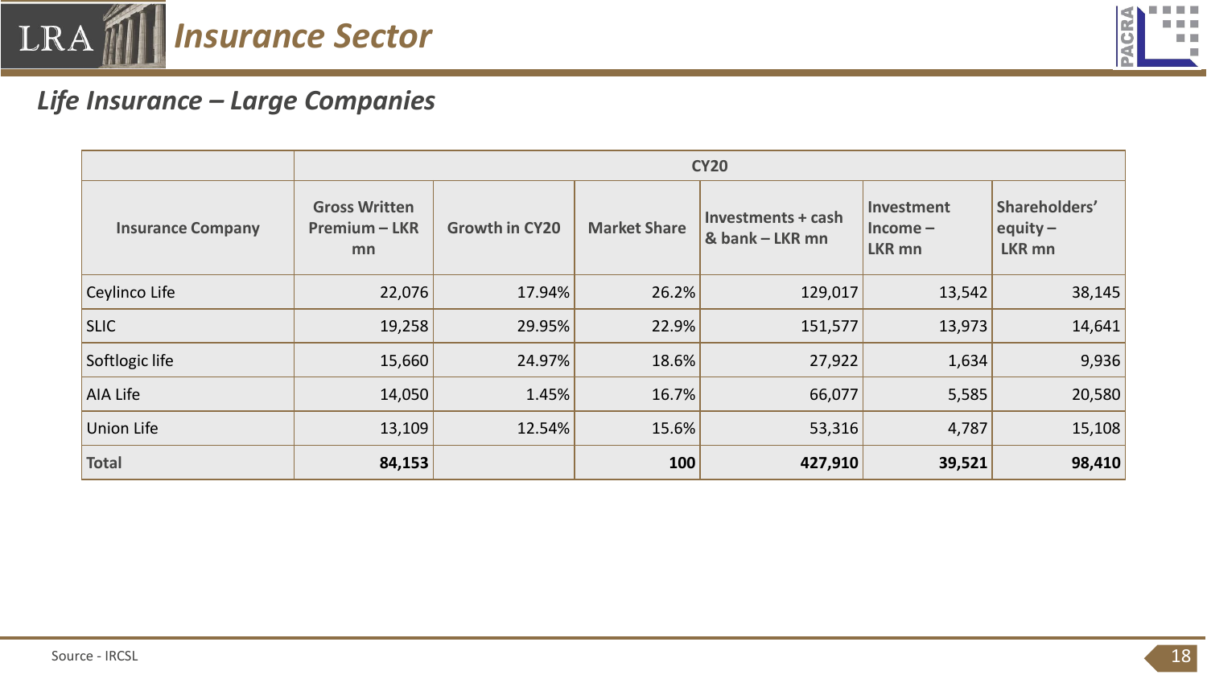# Insurance Sector

## Life Insurance – Large Companies

| | CY20 | | | | | |
|---|---|---|---|---|---|---|
| **Insurance Company** | **Gross Written Premium – LKR mn** | **Growth in CY20** | **Market Share** | **Investments + cash & bank – LKR mn** | **Investment Income – LKR mn** | **Shareholders' equity – LKR mn** |
| Ceylinco Life | 22,076 | 17.94% | 26.2% | 129,017 | 13,542 | 38,145 |
| SLIC | 19,258 | 29.95% | 22.9% | 151,577 | 13,973 | 14,641 |
| Softlogic life | 15,660 | 24.97% | 18.6% | 27,922 | 1,634 | 9,936 |
| AIA Life | 14,050 | 1.45% | 16.7% | 66,077 | 5,585 | 20,580 |
| Union Life | 13,109 | 12.54% | 15.6% | 53,316 | 4,787 | 15,108 |
| **Total** | **84,153** | | **100** | **427,910** | **39,521** | **98,410** |

Source - IRCSL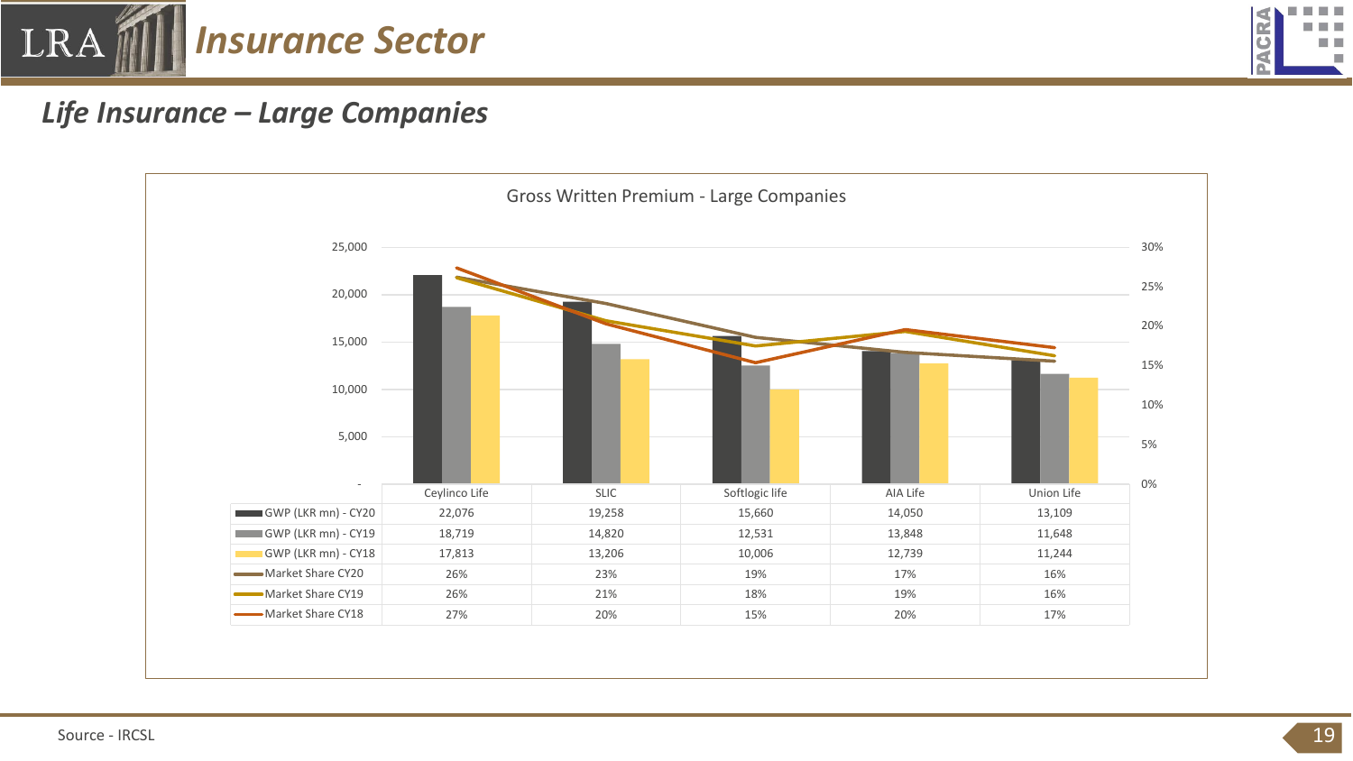## Insurance Sector

### Life Insurance – Large Companies

**Gross Written Premium - Large Companies**

| | Ceylinco Life | SLIC | Softlogic life | AIA Life | Union Life |
|---|---|---|---|---|---|
| GWP (LKR mn) - CY20 | 22,076 | 19,258 | 15,660 | 14,050 | 13,109 |
| GWP (LKR mn) - CY19 | 18,719 | 14,820 | 12,531 | 13,848 | 11,648 |
| GWP (LKR mn) - CY18 | 17,813 | 13,206 | 10,006 | 12,739 | 11,244 |
| Market Share CY20 | 26% | 23% | 19% | 17% | 16% |
| Market Share CY19 | 26% | 21% | 18% | 19% | 16% |
| Market Share CY18 | 27% | 20% | 15% | 20% | 17% |

Source - IRCSL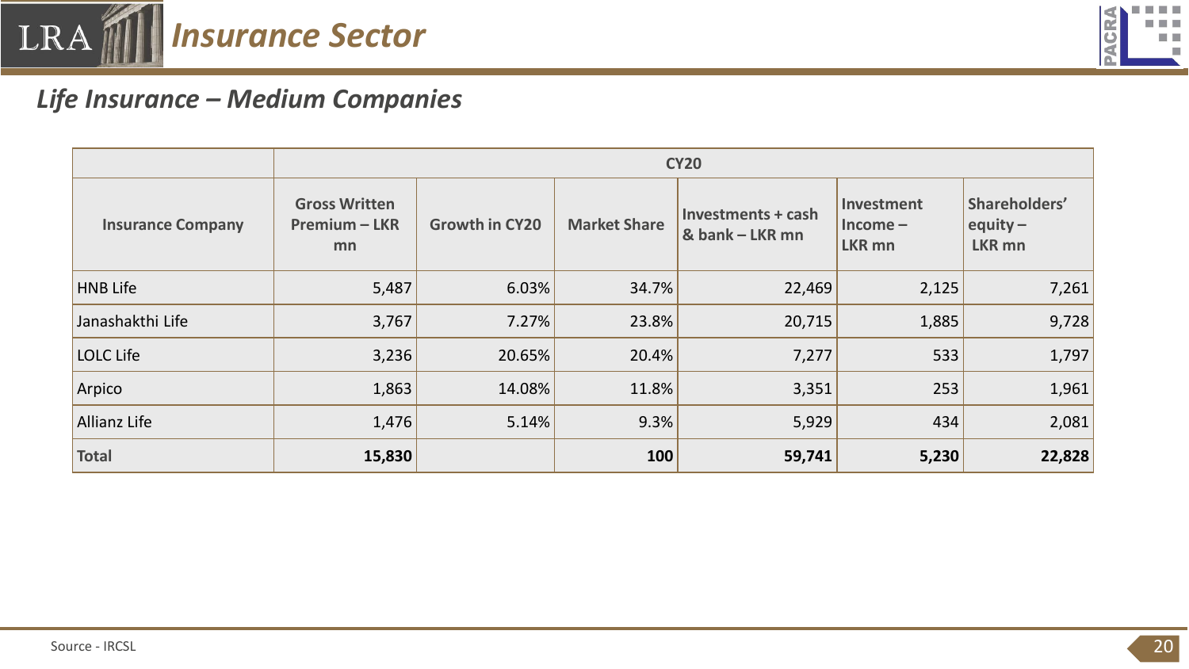# Insurance Sector

## *Life Insurance – Medium Companies*

| | CY20 | | | | | |
|---|---|---|---|---|---|---|
| **Insurance Company** | **Gross Written Premium – LKR mn** | **Growth in CY20** | **Market Share** | **Investments + cash & bank – LKR mn** | **Investment Income – LKR mn** | **Shareholders' equity – LKR mn** |
| HNB Life | 5,487 | 6.03% | 34.7% | 22,469 | 2,125 | 7,261 |
| Janashakthi Life | 3,767 | 7.27% | 23.8% | 20,715 | 1,885 | 9,728 |
| LOLC Life | 3,236 | 20.65% | 20.4% | 7,277 | 533 | 1,797 |
| Arpico | 1,863 | 14.08% | 11.8% | 3,351 | 253 | 1,961 |
| Allianz Life | 1,476 | 5.14% | 9.3% | 5,929 | 434 | 2,081 |
| **Total** | **15,830** | | **100** | **59,741** | **5,230** | **22,828** |

Source - IRCSL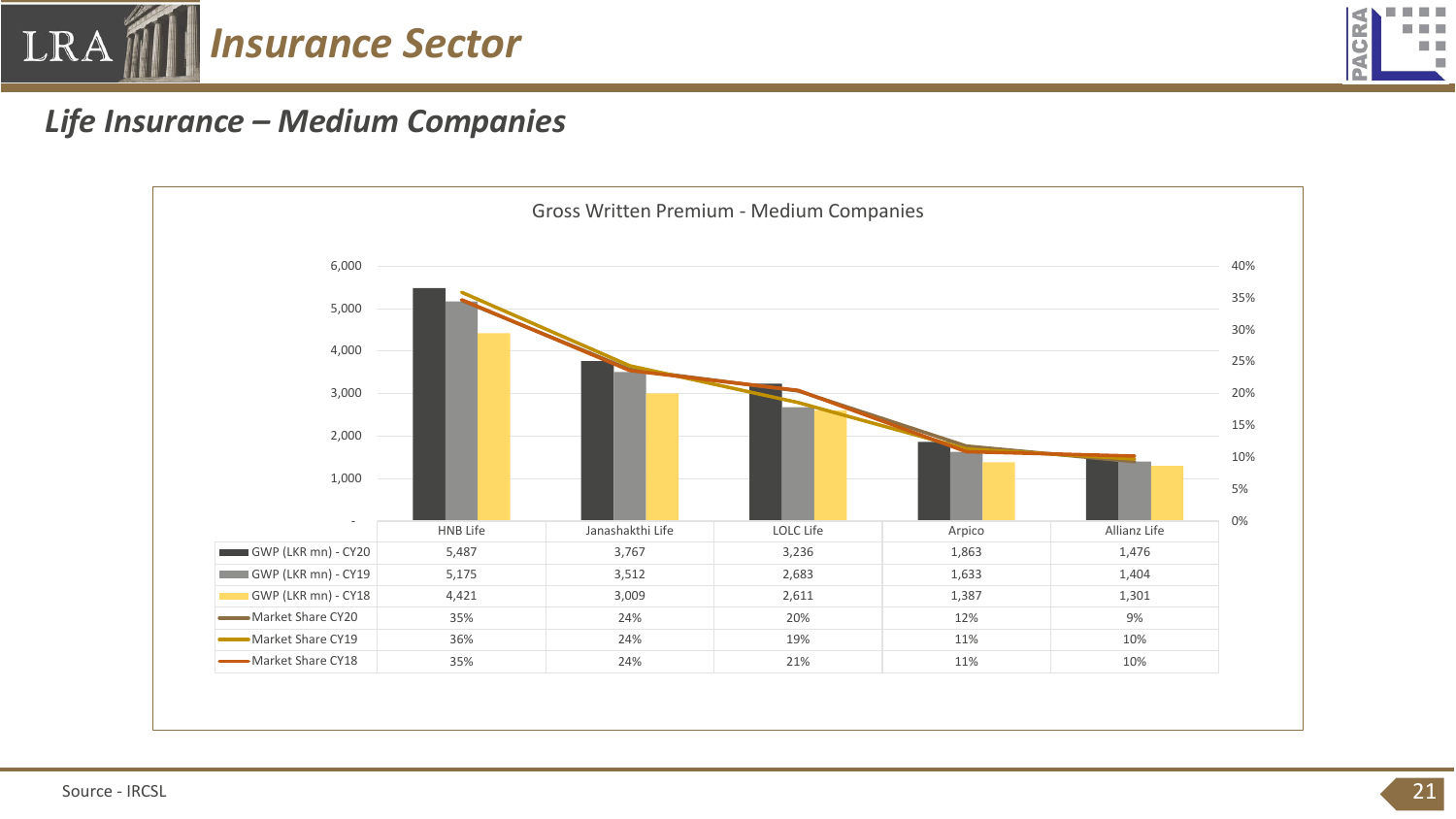## Life Insurance – Medium Companies

Gross Written Premium - Medium Companies

| | HNB Life | Janashakthi Life | LOLC Life | Arpico | Allianz Life |
|---|---|---|---|---|---|
| GWP (LKR mn) - CY20 | 5,487 | 3,767 | 3,236 | 1,863 | 1,476 |
| GWP (LKR mn) - CY19 | 5,175 | 3,512 | 2,683 | 1,633 | 1,404 |
| GWP (LKR mn) - CY18 | 4,421 | 3,009 | 2,611 | 1,387 | 1,301 |
| Market Share CY20 | 35% | 24% | 20% | 12% | 9% |
| Market Share CY19 | 36% | 24% | 19% | 11% | 10% |
| Market Share CY18 | 35% | 24% | 21% | 11% | 10% |

Source - IRCSL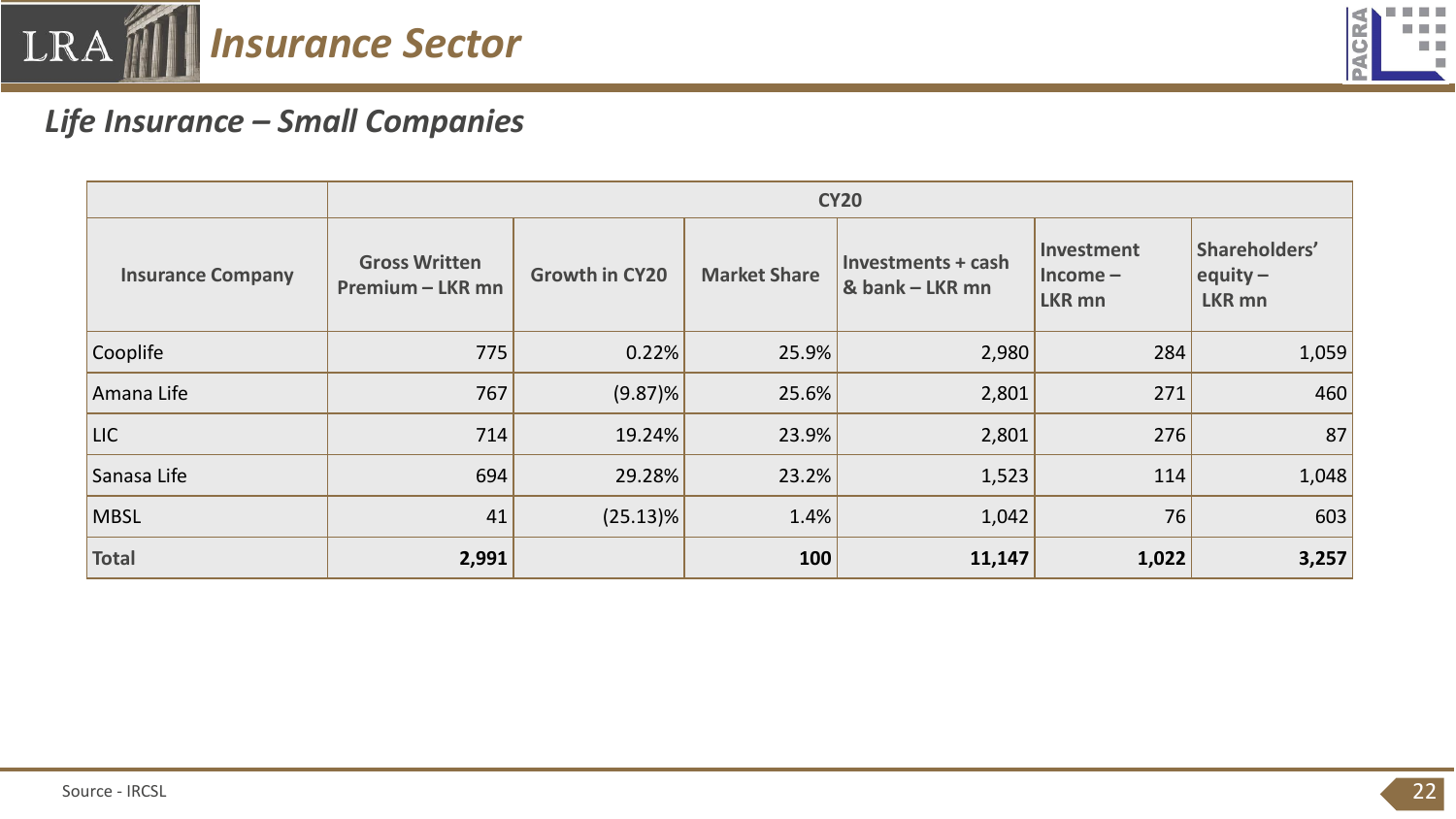# Insurance Sector

## *Life Insurance – Small Companies*

| | CY20 | | | | | |
|---|---|---|---|---|---|---|
| **Insurance Company** | **Gross Written Premium – LKR mn** | **Growth in CY20** | **Market Share** | **Investments + cash & bank – LKR mn** | **Investment Income – LKR mn** | **Shareholders' equity – LKR mn** |
| Cooplife | 775 | 0.22% | 25.9% | 2,980 | 284 | 1,059 |
| Amana Life | 767 | (9.87)% | 25.6% | 2,801 | 271 | 460 |
| LIC | 714 | 19.24% | 23.9% | 2,801 | 276 | 87 |
| Sanasa Life | 694 | 29.28% | 23.2% | 1,523 | 114 | 1,048 |
| MBSL | 41 | (25.13)% | 1.4% | 1,042 | 76 | 603 |
| **Total** | **2,991** | | **100** | **11,147** | **1,022** | **3,257** |

Source - IRCSL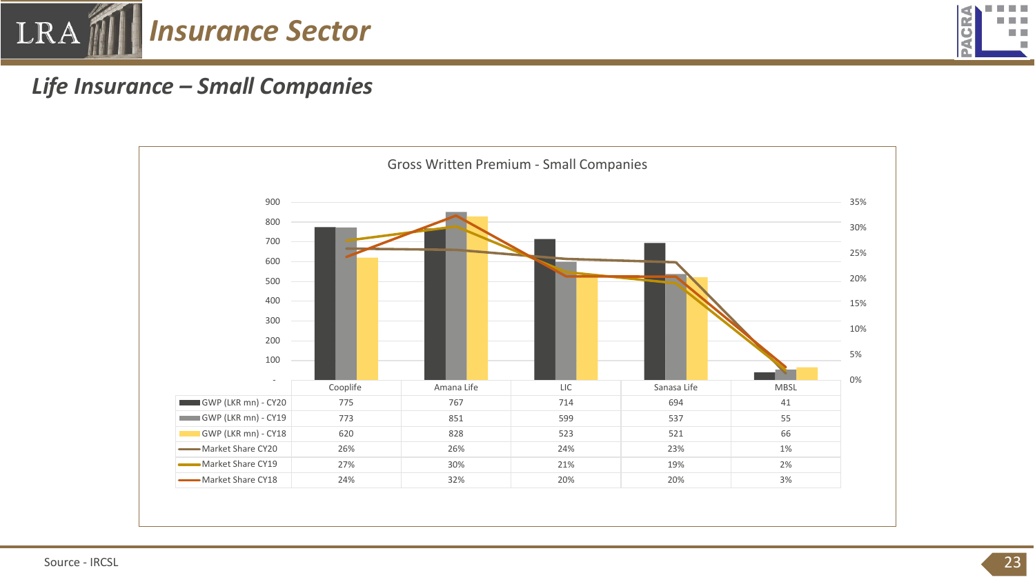# Insurance Sector

## Life Insurance – Small Companies

**Gross Written Premium - Small Companies**

| | Cooplife | Amana Life | LIC | Sanasa Life | MBSL |
|---|---|---|---|---|---|
| GWP (LKR mn) - CY20 | 775 | 767 | 714 | 694 | 41 |
| GWP (LKR mn) - CY19 | 773 | 851 | 599 | 537 | 55 |
| GWP (LKR mn) - CY18 | 620 | 828 | 523 | 521 | 66 |
| Market Share CY20 | 26% | 26% | 24% | 23% | 1% |
| Market Share CY19 | 27% | 30% | 21% | 19% | 2% |
| Market Share CY18 | 24% | 32% | 20% | 20% | 3% |

Source - IRCSL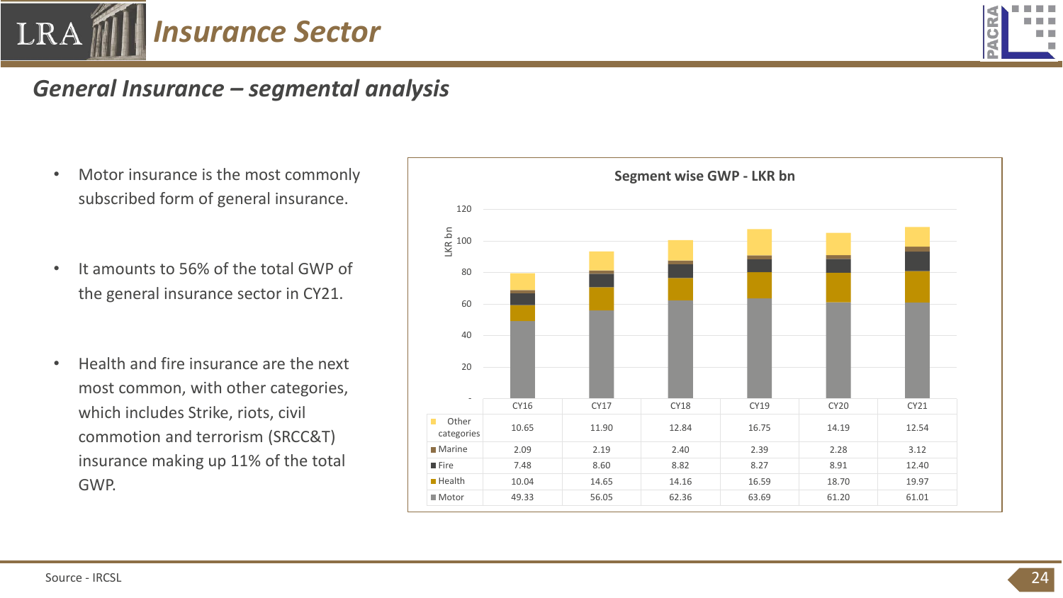# Insurance Sector

## General Insurance – segmental analysis

- Motor insurance is the most commonly subscribed form of general insurance.
- It amounts to 56% of the total GWP of the general insurance sector in CY21.
- Health and fire insurance are the next most common, with other categories, which includes Strike, riots, civil commotion and terrorism (SRCC&T) insurance making up 11% of the total GWP.

**Segment wise GWP - LKR bn**

| | CY16 | CY17 | CY18 | CY19 | CY20 | CY21 |
|---|---|---|---|---|---|---|
| Other categories | 10.65 | 11.90 | 12.84 | 16.75 | 14.19 | 12.54 |
| Marine | 2.09 | 2.19 | 2.40 | 2.39 | 2.28 | 3.12 |
| Fire | 7.48 | 8.60 | 8.82 | 8.27 | 8.91 | 12.40 |
| Health | 10.04 | 14.65 | 14.16 | 16.59 | 18.70 | 19.97 |
| Motor | 49.33 | 56.05 | 62.36 | 63.69 | 61.20 | 61.01 |

Source - IRCSL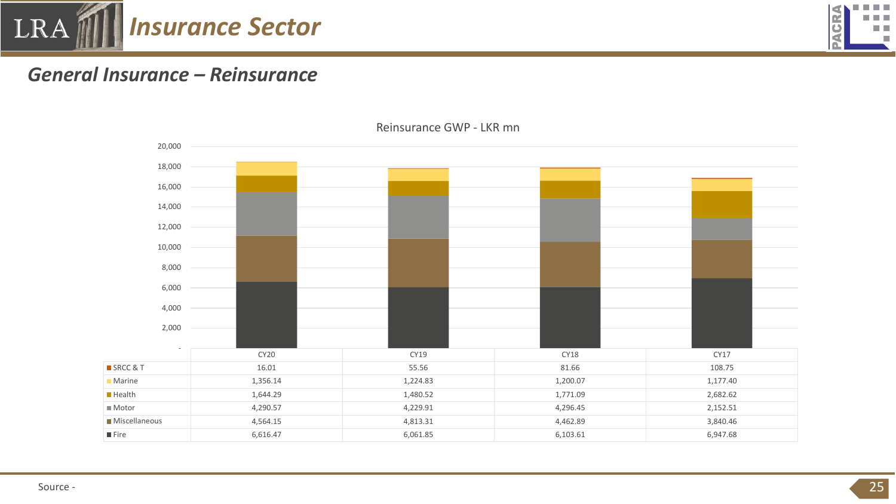# Insurance Sector

## General Insurance – Reinsurance

Reinsurance GWP - LKR mn

| | CY20 | CY19 | CY18 | CY17 |
|---|---|---|---|---|
| SRCC & T | 16.01 | 55.56 | 81.66 | 108.75 |
| Marine | 1,356.14 | 1,224.83 | 1,200.07 | 1,177.40 |
| Health | 1,644.29 | 1,480.52 | 1,771.09 | 2,682.62 |
| Motor | 4,290.57 | 4,229.91 | 4,296.45 | 2,152.51 |
| Miscellaneous | 4,564.15 | 4,813.31 | 4,462.89 | 3,840.46 |
| Fire | 6,616.47 | 6,061.85 | 6,103.61 | 6,947.68 |

Source -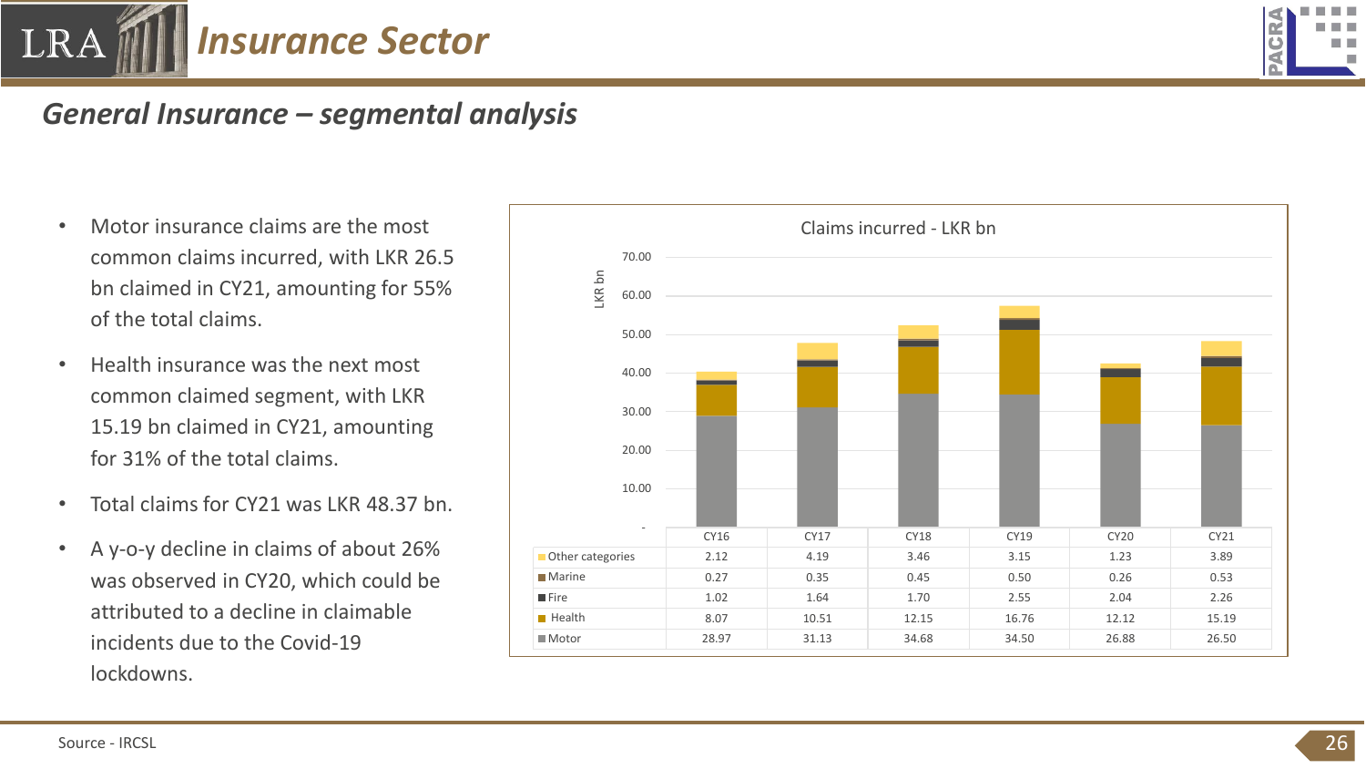# Insurance Sector

## General Insurance – segmental analysis

- Motor insurance claims are the most common claims incurred, with LKR 26.5 bn claimed in CY21, amounting for 55% of the total claims.
- Health insurance was the next most common claimed segment, with LKR 15.19 bn claimed in CY21, amounting for 31% of the total claims.
- Total claims for CY21 was LKR 48.37 bn.
- A y-o-y decline in claims of about 26% was observed in CY20, which could be attributed to a decline in claimable incidents due to the Covid-19 lockdowns.

**Claims incurred - LKR bn**

| | CY16 | CY17 | CY18 | CY19 | CY20 | CY21 |
|---|---|---|---|---|---|---|
| Other categories | 2.12 | 4.19 | 3.46 | 3.15 | 1.23 | 3.89 |
| Marine | 0.27 | 0.35 | 0.45 | 0.50 | 0.26 | 0.53 |
| Fire | 1.02 | 1.64 | 1.70 | 2.55 | 2.04 | 2.26 |
| Health | 8.07 | 10.51 | 12.15 | 16.76 | 12.12 | 15.19 |
| Motor | 28.97 | 31.13 | 34.68 | 34.50 | 26.88 | 26.50 |

Source - IRCSL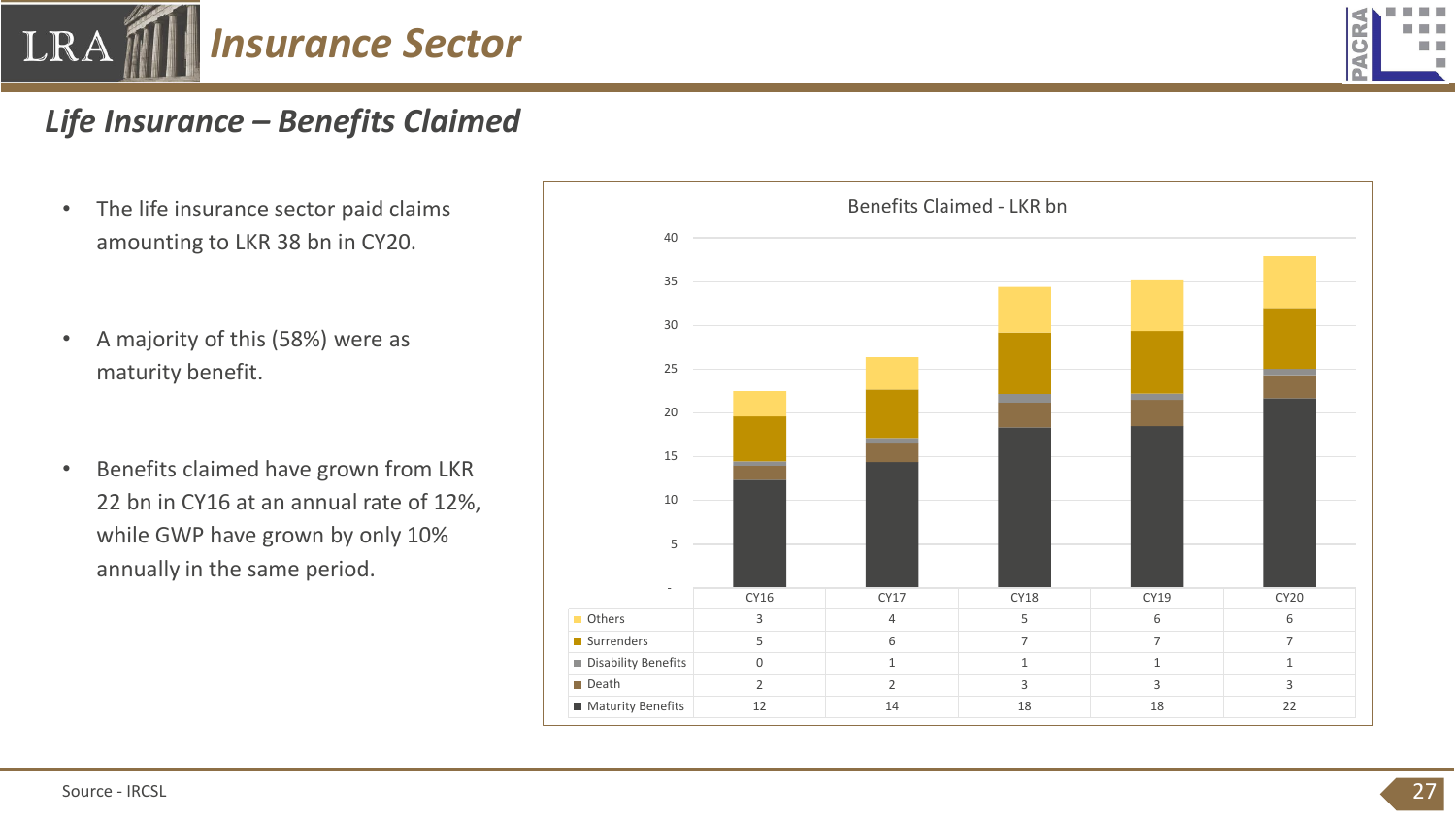# Insurance Sector

## Life Insurance – Benefits Claimed

- The life insurance sector paid claims amounting to LKR 38 bn in CY20.
- A majority of this (58%) were as maturity benefit.
- Benefits claimed have grown from LKR 22 bn in CY16 at an annual rate of 12%, while GWP have grown by only 10% annually in the same period.

**Benefits Claimed - LKR bn**

| | CY16 | CY17 | CY18 | CY19 | CY20 |
|---|---|---|---|---|---|
| Others | 3 | 4 | 5 | 6 | 6 |
| Surrenders | 5 | 6 | 7 | 7 | 7 |
| Disability Benefits | 0 | 1 | 1 | 1 | 1 |
| Death | 2 | 2 | 3 | 3 | 3 |
| Maturity Benefits | 12 | 14 | 18 | 18 | 22 |

Source - IRCSL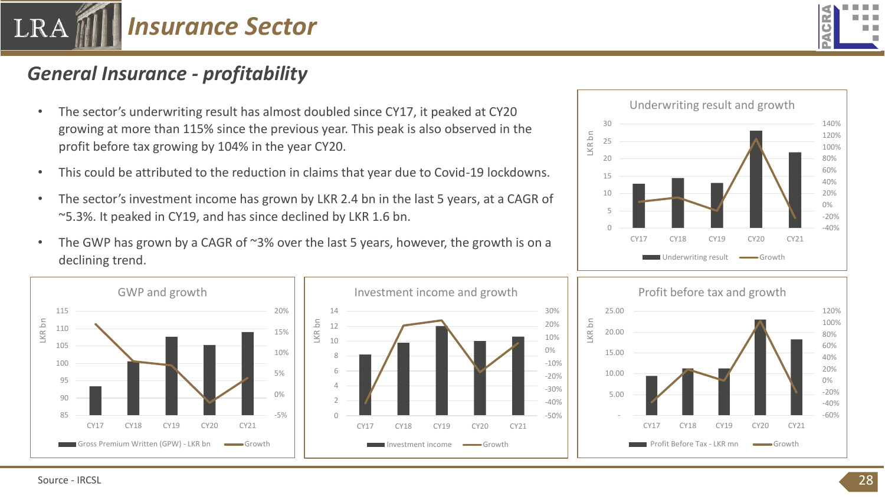# Insurance Sector

## General Insurance - profitability

- The sector's underwriting result has almost doubled since CY17, it peaked at CY20 growing at more than 115% since the previous year. This peak is also observed in the profit before tax growing by 104% in the year CY20.
- This could be attributed to the reduction in claims that year due to Covid-19 lockdowns.
- The sector's investment income has grown by LKR 2.4 bn in the last 5 years, at a CAGR of ~5.3%. It peaked in CY19, and has since declined by LKR 1.6 bn.
- The GWP has grown by a CAGR of ~3% over the last 5 years, however, the growth is on a declining trend.

Underwriting result and growth

GWP and growth

Investment income and growth

Profit before tax and growth

Source - IRCSL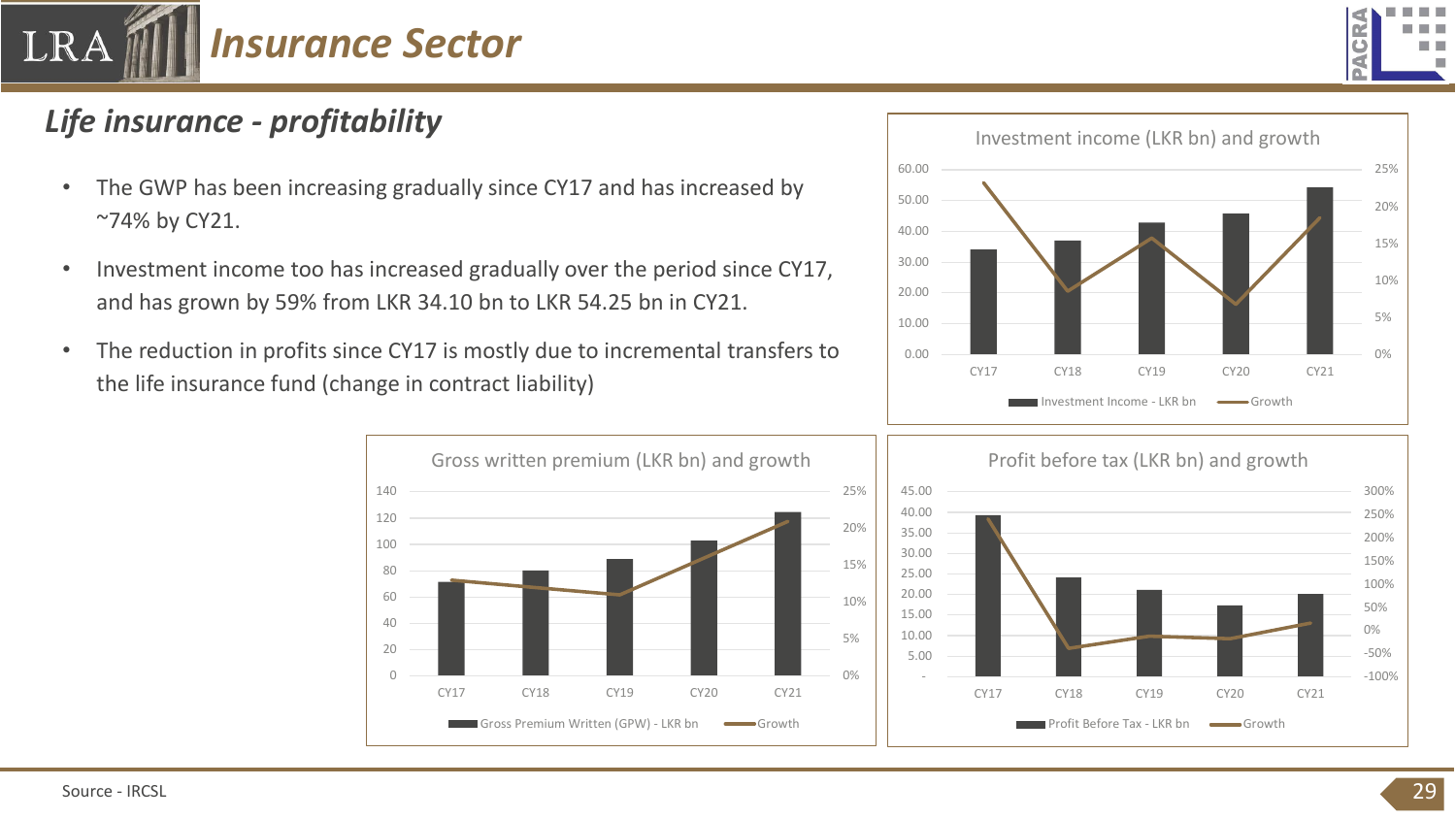# Insurance Sector

## Life insurance - profitability

- The GWP has been increasing gradually since CY17 and has increased by ~74% by CY21.
- Investment income too has increased gradually over the period since CY17, and has grown by 59% from LKR 34.10 bn to LKR 54.25 bn in CY21.
- The reduction in profits since CY17 is mostly due to incremental transfers to the life insurance fund (change in contract liability)

Investment income (LKR bn) and growth

Gross written premium (LKR bn) and growth

Profit before tax (LKR bn) and growth

Source - IRCSL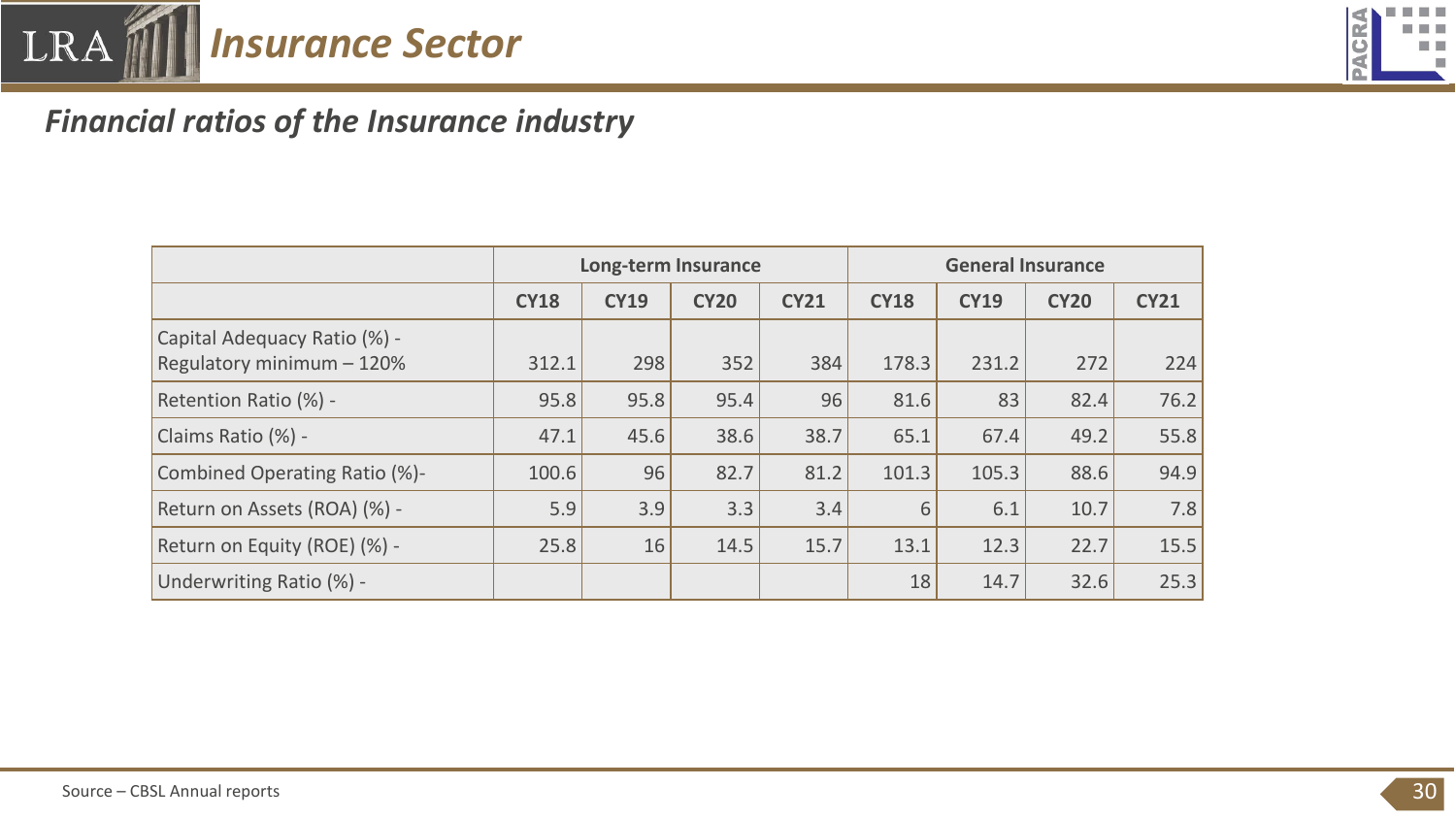# Insurance Sector

## *Financial ratios of the Insurance industry*

| | Long-term Insurance | | | | General Insurance | | | |
|---|---|---|---|---|---|---|---|---|
| | **CY18** | **CY19** | **CY20** | **CY21** | **CY18** | **CY19** | **CY20** | **CY21** |
| Capital Adequacy Ratio (%) - Regulatory minimum – 120% | 312.1 | 298 | 352 | 384 | 178.3 | 231.2 | 272 | 224 |
| Retention Ratio (%) - | 95.8 | 95.8 | 95.4 | 96 | 81.6 | 83 | 82.4 | 76.2 |
| Claims Ratio (%) - | 47.1 | 45.6 | 38.6 | 38.7 | 65.1 | 67.4 | 49.2 | 55.8 |
| Combined Operating Ratio (%)- | 100.6 | 96 | 82.7 | 81.2 | 101.3 | 105.3 | 88.6 | 94.9 |
| Return on Assets (ROA) (%) - | 5.9 | 3.9 | 3.3 | 3.4 | 6 | 6.1 | 10.7 | 7.8 |
| Return on Equity (ROE) (%) - | 25.8 | 16 | 14.5 | 15.7 | 13.1 | 12.3 | 22.7 | 15.5 |
| Underwriting Ratio (%) - | | | | | 18 | 14.7 | 32.6 | 25.3 |

Source – CBSL Annual reports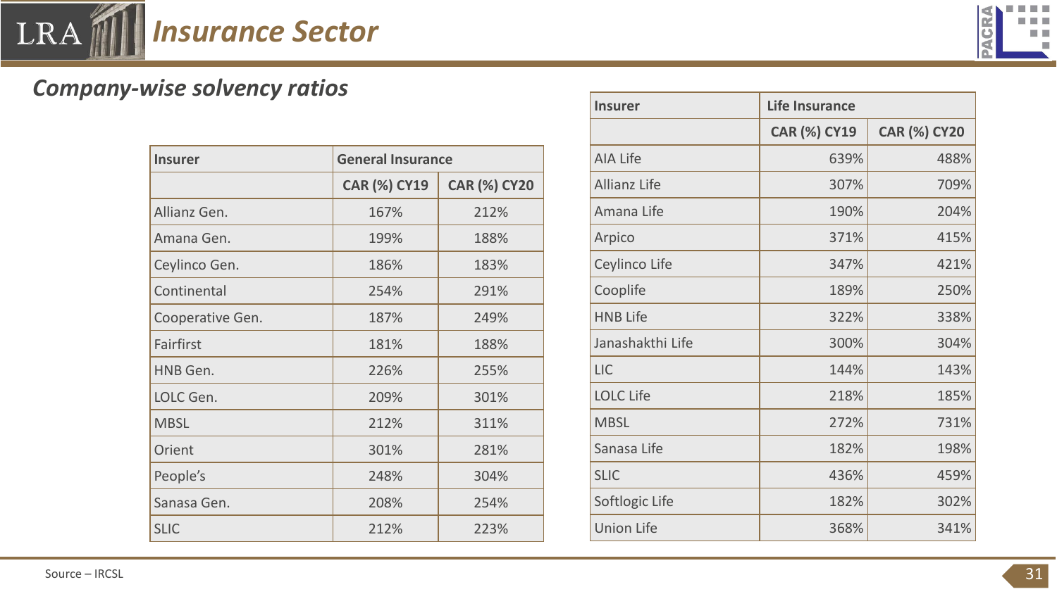# Insurance Sector

## Company-wise solvency ratios

| Insurer | General Insurance | |
|---|---|---|
| | CAR (%) CY19 | CAR (%) CY20 |
| Allianz Gen. | 167% | 212% |
| Amana Gen. | 199% | 188% |
| Ceylinco Gen. | 186% | 183% |
| Continental | 254% | 291% |
| Cooperative Gen. | 187% | 249% |
| Fairfirst | 181% | 188% |
| HNB Gen. | 226% | 255% |
| LOLC Gen. | 209% | 301% |
| MBSL | 212% | 311% |
| Orient | 301% | 281% |
| People's | 248% | 304% |
| Sanasa Gen. | 208% | 254% |
| SLIC | 212% | 223% |

| Insurer | Life Insurance | |
|---|---|---|
| | CAR (%) CY19 | CAR (%) CY20 |
| AIA Life | 639% | 488% |
| Allianz Life | 307% | 709% |
| Amana Life | 190% | 204% |
| Arpico | 371% | 415% |
| Ceylinco Life | 347% | 421% |
| Cooplife | 189% | 250% |
| HNB Life | 322% | 338% |
| Janashakthi Life | 300% | 304% |
| LIC | 144% | 143% |
| LOLC Life | 218% | 185% |
| MBSL | 272% | 731% |
| Sanasa Life | 182% | 198% |
| SLIC | 436% | 459% |
| Softlogic Life | 182% | 302% |
| Union Life | 368% | 341% |

Source – IRCSL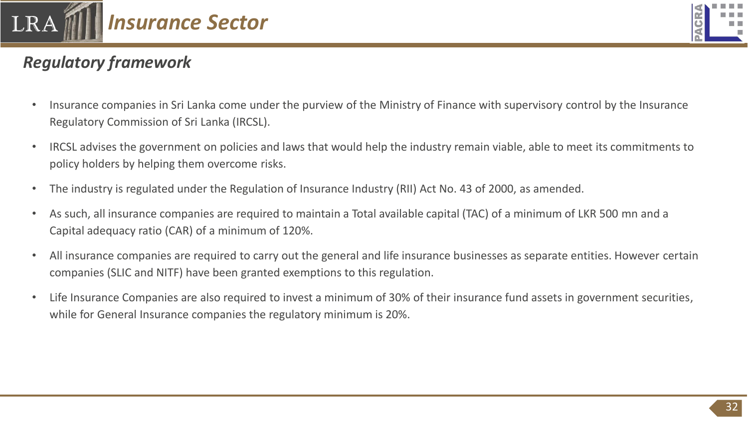# Insurance Sector

## *Regulatory framework*

- Insurance companies in Sri Lanka come under the purview of the Ministry of Finance with supervisory control by the Insurance Regulatory Commission of Sri Lanka (IRCSL).
- IRCSL advises the government on policies and laws that would help the industry remain viable, able to meet its commitments to policy holders by helping them overcome risks.
- The industry is regulated under the Regulation of Insurance Industry (RII) Act No. 43 of 2000, as amended.
- As such, all insurance companies are required to maintain a Total available capital (TAC) of a minimum of LKR 500 mn and a Capital adequacy ratio (CAR) of a minimum of 120%.
- All insurance companies are required to carry out the general and life insurance businesses as separate entities. However certain companies (SLIC and NITF) have been granted exemptions to this regulation.
- Life Insurance Companies are also required to invest a minimum of 30% of their insurance fund assets in government securities, while for General Insurance companies the regulatory minimum is 20%.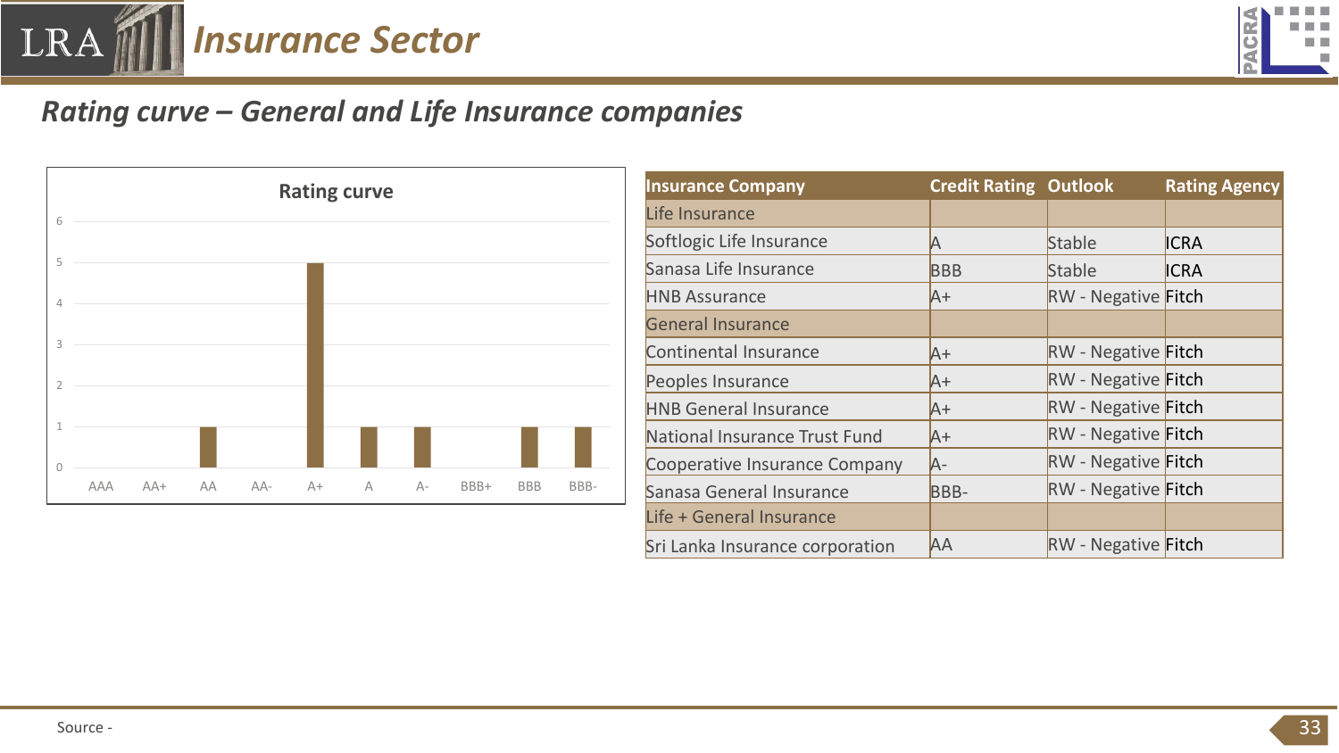# Insurance Sector

## Rating curve – General and Life Insurance companies

**Rating curve**

| Rating | Count |
|---|---|
| AAA | 0 |
| AA+ | 0 |
| AA | 1 |
| AA- | 0 |
| A+ | 5 |
| A | 1 |
| A- | 1 |
| BBB+ | 0 |
| BBB | 1 |
| BBB- | 1 |

| Insurance Company | Credit Rating | Outlook | Rating Agency |
|---|---|---|---|
| Life Insurance | | | |
| Softlogic Life Insurance | A | Stable | ICRA |
| Sanasa Life Insurance | BBB | Stable | ICRA |
| HNB Assurance | A+ | RW - Negative | Fitch |
| General Insurance | | | |
| Continental Insurance | A+ | RW - Negative | Fitch |
| Peoples Insurance | A+ | RW - Negative | Fitch |
| HNB General Insurance | A+ | RW - Negative | Fitch |
| National Insurance Trust Fund | A+ | RW - Negative | Fitch |
| Cooperative Insurance Company | A- | RW - Negative | Fitch |
| Sanasa General Insurance | BBB- | RW - Negative | Fitch |
| Life + General Insurance | | | |
| Sri Lanka Insurance corporation | AA | RW - Negative | Fitch |

Source -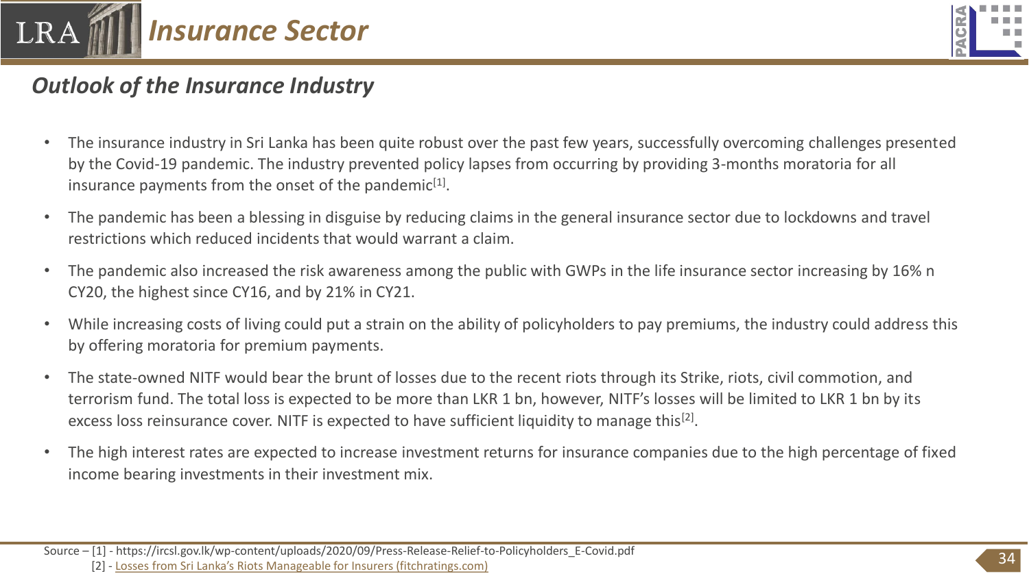## Insurance Sector

### *Outlook of the Insurance Industry*

- The insurance industry in Sri Lanka has been quite robust over the past few years, successfully overcoming challenges presented by the Covid-19 pandemic. The industry prevented policy lapses from occurring by providing 3-months moratoria for all insurance payments from the onset of the pandemic[1].
- The pandemic has been a blessing in disguise by reducing claims in the general insurance sector due to lockdowns and travel restrictions which reduced incidents that would warrant a claim.
- The pandemic also increased the risk awareness among the public with GWPs in the life insurance sector increasing by 16% n CY20, the highest since CY16, and by 21% in CY21.
- While increasing costs of living could put a strain on the ability of policyholders to pay premiums, the industry could address this by offering moratoria for premium payments.
- The state-owned NITF would bear the brunt of losses due to the recent riots through its Strike, riots, civil commotion, and terrorism fund. The total loss is expected to be more than LKR 1 bn, however, NITF's losses will be limited to LKR 1 bn by its excess loss reinsurance cover. NITF is expected to have sufficient liquidity to manage this[2].
- The high interest rates are expected to increase investment returns for insurance companies due to the high percentage of fixed income bearing investments in their investment mix.

Source – [1] - https://ircsl.gov.lk/wp-content/uploads/2020/09/Press-Release-Relief-to-Policyholders_E-Covid.pdf
[2] - Losses from Sri Lanka's Riots Manageable for Insurers (fitchratings.com)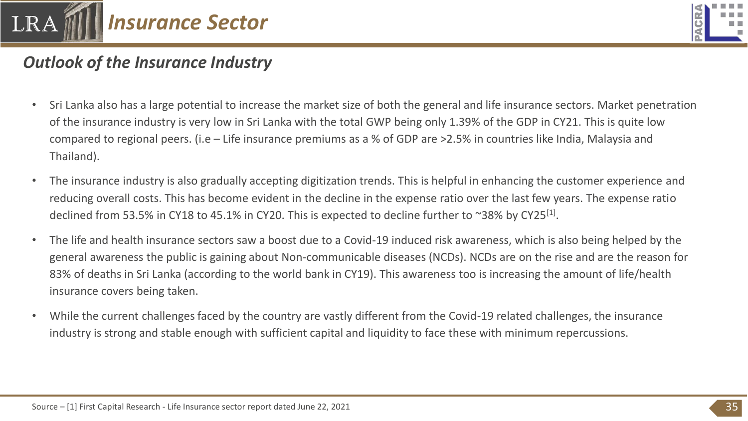# Insurance Sector

## Outlook of the Insurance Industry

- Sri Lanka also has a large potential to increase the market size of both the general and life insurance sectors. Market penetration of the insurance industry is very low in Sri Lanka with the total GWP being only 1.39% of the GDP in CY21. This is quite low compared to regional peers. (i.e – Life insurance premiums as a % of GDP are >2.5% in countries like India, Malaysia and Thailand).
- The insurance industry is also gradually accepting digitization trends. This is helpful in enhancing the customer experience and reducing overall costs. This has become evident in the decline in the expense ratio over the last few years. The expense ratio declined from 53.5% in CY18 to 45.1% in CY20. This is expected to decline further to ~38% by CY25[1].
- The life and health insurance sectors saw a boost due to a Covid-19 induced risk awareness, which is also being helped by the general awareness the public is gaining about Non-communicable diseases (NCDs). NCDs are on the rise and are the reason for 83% of deaths in Sri Lanka (according to the world bank in CY19). This awareness too is increasing the amount of life/health insurance covers being taken.
- While the current challenges faced by the country are vastly different from the Covid-19 related challenges, the insurance industry is strong and stable enough with sufficient capital and liquidity to face these with minimum repercussions.

Source – [1] First Capital Research - Life Insurance sector report dated June 22, 2021